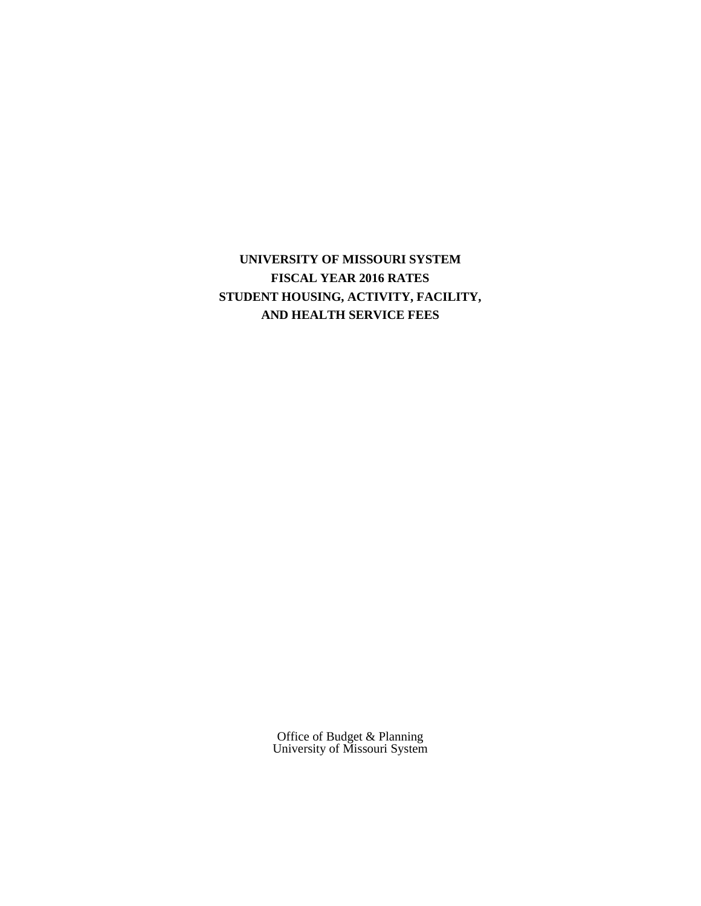# UNIVERSITY OF MISSOURI SYSTEM
# FISCAL YEAR 2016 RATES
# STUDENT HOUSING, ACTIVITY, FACILITY, AND HEALTH SERVICE FEES

Office of Budget & Planning
University of Missouri System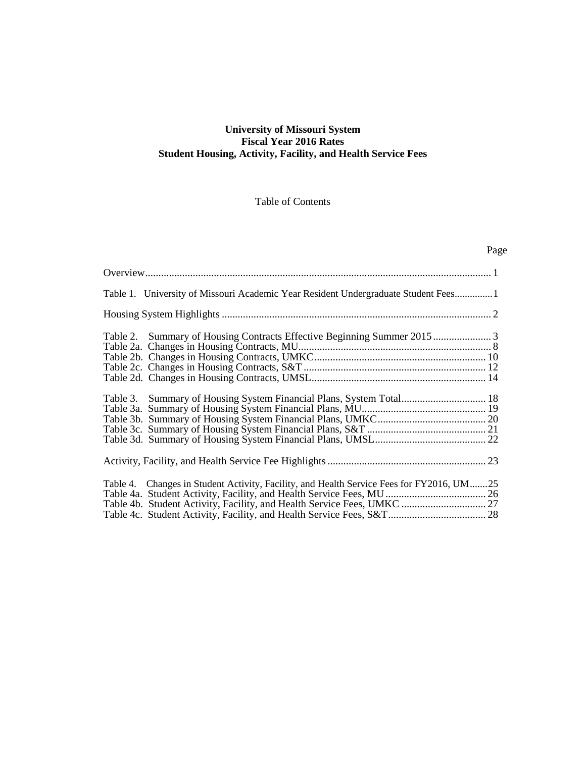**University of Missouri System**
**Fiscal Year 2016 Rates**
**Student Housing, Activity, Facility, and Health Service Fees**

Table of Contents

| | Page |
|---|---|
| Overview | 1 |
| Table 1. University of Missouri Academic Year Resident Undergraduate Student Fees | 1 |
| Housing System Highlights | 2 |
| Table 2. Summary of Housing Contracts Effective Beginning Summer 2015 | 3 |
| Table 2a. Changes in Housing Contracts, MU | 8 |
| Table 2b. Changes in Housing Contracts, UMKC | 10 |
| Table 2c. Changes in Housing Contracts, S&T | 12 |
| Table 2d. Changes in Housing Contracts, UMSL | 14 |
| Table 3. Summary of Housing System Financial Plans, System Total | 18 |
| Table 3a. Summary of Housing System Financial Plans, MU | 19 |
| Table 3b. Summary of Housing System Financial Plans, UMKC | 20 |
| Table 3c. Summary of Housing System Financial Plans, S&T | 21 |
| Table 3d. Summary of Housing System Financial Plans, UMSL | 22 |
| Activity, Facility, and Health Service Fee Highlights | 23 |
| Table 4. Changes in Student Activity, Facility, and Health Service Fees for FY2016, UM | 25 |
| Table 4a. Student Activity, Facility, and Health Service Fees, MU | 26 |
| Table 4b. Student Activity, Facility, and Health Service Fees, UMKC | 27 |
| Table 4c. Student Activity, Facility, and Health Service Fees, S&T | 28 |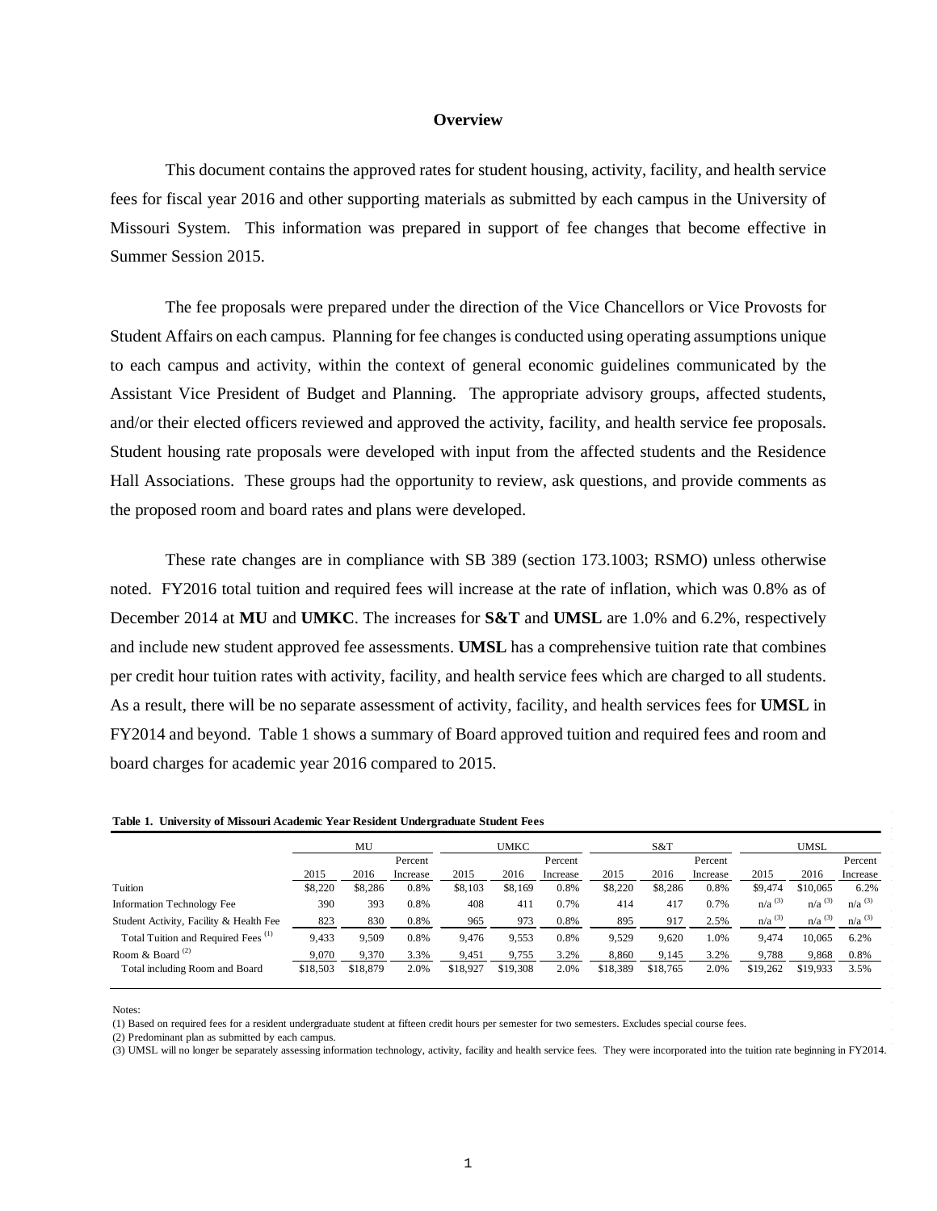## Overview

This document contains the approved rates for student housing, activity, facility, and health service fees for fiscal year 2016 and other supporting materials as submitted by each campus in the University of Missouri System. This information was prepared in support of fee changes that become effective in Summer Session 2015.

The fee proposals were prepared under the direction of the Vice Chancellors or Vice Provosts for Student Affairs on each campus. Planning for fee changes is conducted using operating assumptions unique to each campus and activity, within the context of general economic guidelines communicated by the Assistant Vice President of Budget and Planning. The appropriate advisory groups, affected students, and/or their elected officers reviewed and approved the activity, facility, and health service fee proposals. Student housing rate proposals were developed with input from the affected students and the Residence Hall Associations. These groups had the opportunity to review, ask questions, and provide comments as the proposed room and board rates and plans were developed.

These rate changes are in compliance with SB 389 (section 173.1003; RSMO) unless otherwise noted. FY2016 total tuition and required fees will increase at the rate of inflation, which was 0.8% as of December 2014 at **MU** and **UMKC**. The increases for **S&T** and **UMSL** are 1.0% and 6.2%, respectively and include new student approved fee assessments. **UMSL** has a comprehensive tuition rate that combines per credit hour tuition rates with activity, facility, and health service fees which are charged to all students. As a result, there will be no separate assessment of activity, facility, and health services fees for **UMSL** in FY2014 and beyond. Table 1 shows a summary of Board approved tuition and required fees and room and board charges for academic year 2016 compared to 2015.

**Table 1. University of Missouri Academic Year Resident Undergraduate Student Fees**

| | MU | | | UMKC | | | S&T | | | UMSL | | |
|---|---|---|---|---|---|---|---|---|---|---|---|---|
| | 2015 | 2016 | Percent Increase | 2015 | 2016 | Percent Increase | 2015 | 2016 | Percent Increase | 2015 | 2016 | Percent Increase |
| Tuition | $8,220 | $8,286 | 0.8% | $8,103 | $8,169 | 0.8% | $8,220 | $8,286 | 0.8% | $9,474 | $10,065 | 6.2% |
| Information Technology Fee | 390 | 393 | 0.8% | 408 | 411 | 0.7% | 414 | 417 | 0.7% | n/a (3) | n/a (3) | n/a (3) |
| Student Activity, Facility & Health Fee | 823 | 830 | 0.8% | 965 | 973 | 0.8% | 895 | 917 | 2.5% | n/a (3) | n/a (3) | n/a (3) |
| Total Tuition and Required Fees (1) | 9,433 | 9,509 | 0.8% | 9,476 | 9,553 | 0.8% | 9,529 | 9,620 | 1.0% | 9,474 | 10,065 | 6.2% |
| Room & Board (2) | 9,070 | 9,370 | 3.3% | 9,451 | 9,755 | 3.2% | 8,860 | 9,145 | 3.2% | 9,788 | 9,868 | 0.8% |
| Total including Room and Board | $18,503 | $18,879 | 2.0% | $18,927 | $19,308 | 2.0% | $18,389 | $18,765 | 2.0% | $19,262 | $19,933 | 3.5% |

Notes:

(1) Based on required fees for a resident undergraduate student at fifteen credit hours per semester for two semesters. Excludes special course fees.

(2) Predominant plan as submitted by each campus.

(3) UMSL will no longer be separately assessing information technology, activity, facility and health service fees. They were incorporated into the tuition rate beginning in FY2014.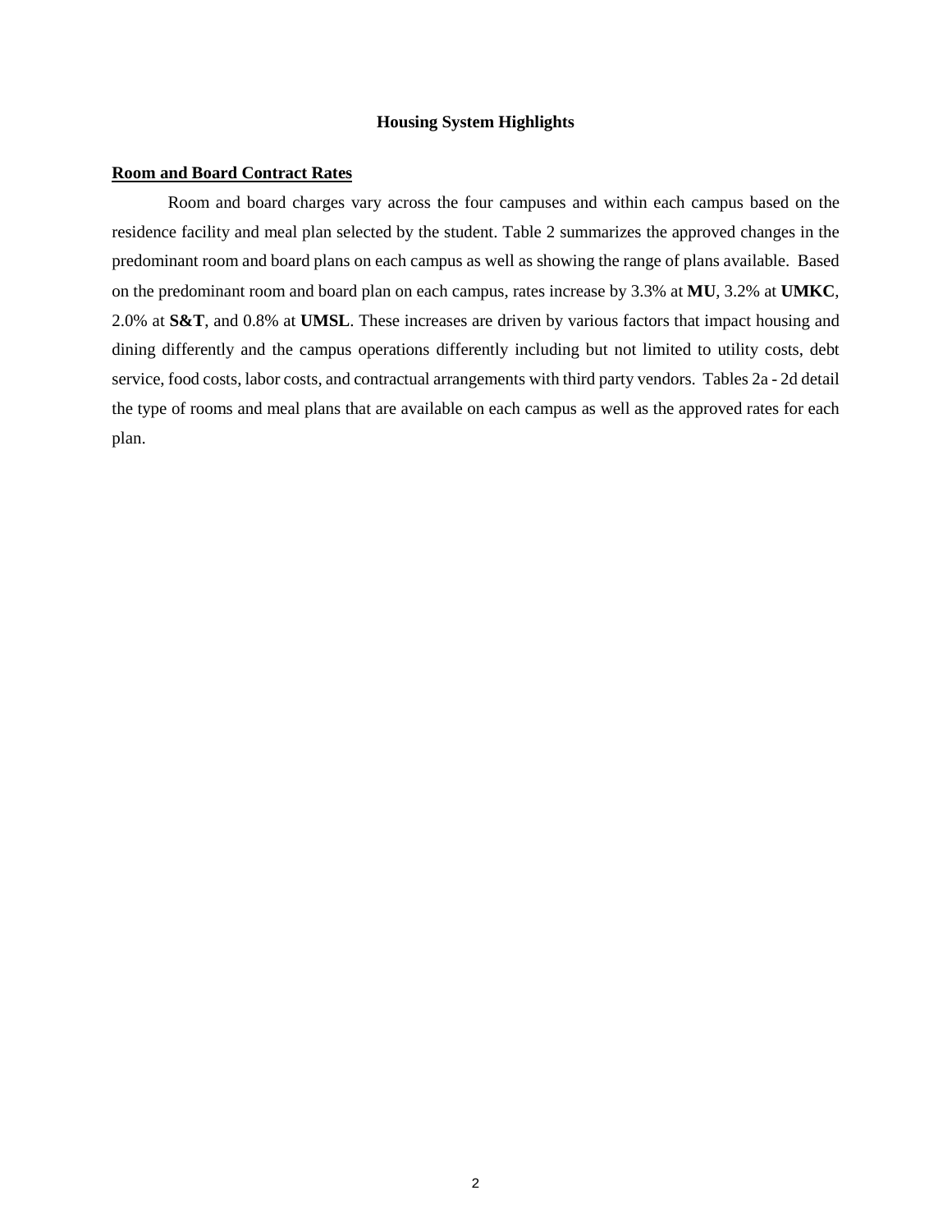## Housing System Highlights

### Room and Board Contract Rates

Room and board charges vary across the four campuses and within each campus based on the residence facility and meal plan selected by the student. Table 2 summarizes the approved changes in the predominant room and board plans on each campus as well as showing the range of plans available. Based on the predominant room and board plan on each campus, rates increase by 3.3% at **MU**, 3.2% at **UMKC**, 2.0% at **S&T**, and 0.8% at **UMSL**. These increases are driven by various factors that impact housing and dining differently and the campus operations differently including but not limited to utility costs, debt service, food costs, labor costs, and contractual arrangements with third party vendors. Tables 2a - 2d detail the type of rooms and meal plans that are available on each campus as well as the approved rates for each plan.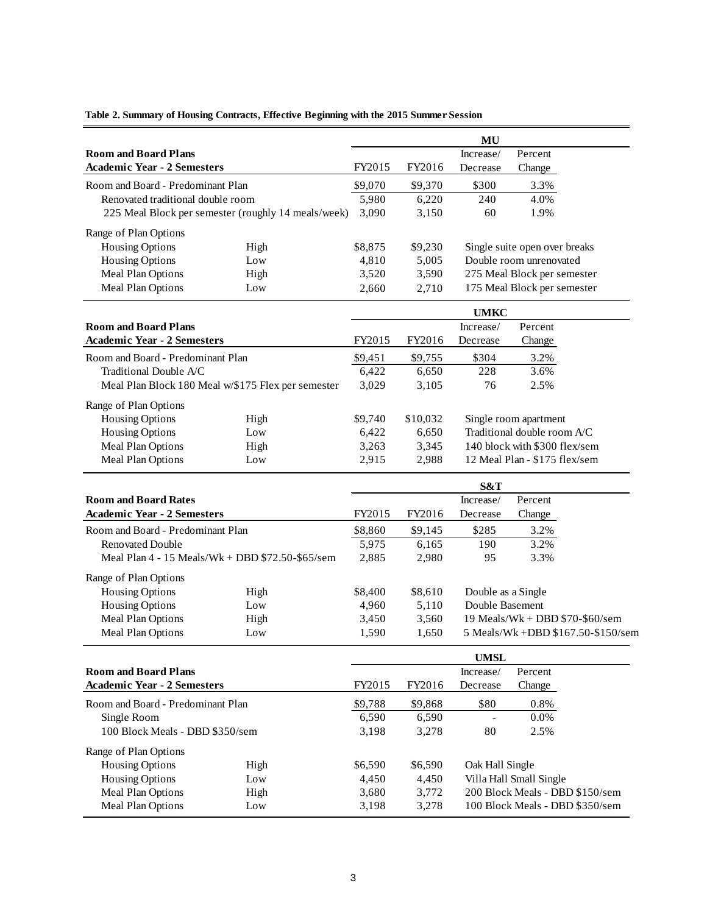**Table 2. Summary of Housing Contracts, Effective Beginning with the 2015 Summer Session**

| **Room and Board Plans**<br>**Academic Year - 2 Semesters** | | FY2015 | FY2016 | Increase/ Decrease | Percent Change |
|---|---|---|---|---|---|
| | | **MU** | | | |
| Room and Board - Predominant Plan | | $9,070 | $9,370 | $300 | 3.3% |
| Renovated traditional double room | | 5,980 | 6,220 | 240 | 4.0% |
| 225 Meal Block per semester (roughly 14 meals/week) | | 3,090 | 3,150 | 60 | 1.9% |
| Range of Plan Options | | | | | |
| Housing Options | High | $8,875 | $9,230 | Single suite open over breaks | |
| Housing Options | Low | 4,810 | 5,005 | Double room unrenovated | |
| Meal Plan Options | High | 3,520 | 3,590 | 275 Meal Block per semester | |
| Meal Plan Options | Low | 2,660 | 2,710 | 175 Meal Block per semester | |

| **Room and Board Plans**<br>**Academic Year - 2 Semesters** | | FY2015 | FY2016 | Increase/ Decrease | Percent Change |
|---|---|---|---|---|---|
| | | **UMKC** | | | |
| Room and Board - Predominant Plan | | $9,451 | $9,755 | $304 | 3.2% |
| Traditional Double A/C | | 6,422 | 6,650 | 228 | 3.6% |
| Meal Plan Block 180 Meal w/$175 Flex per semester | | 3,029 | 3,105 | 76 | 2.5% |
| Range of Plan Options | | | | | |
| Housing Options | High | $9,740 | $10,032 | Single room apartment | |
| Housing Options | Low | 6,422 | 6,650 | Traditional double room A/C | |
| Meal Plan Options | High | 3,263 | 3,345 | 140 block with $300 flex/sem | |
| Meal Plan Options | Low | 2,915 | 2,988 | 12 Meal Plan - $175 flex/sem | |

| **Room and Board Rates**<br>**Academic Year - 2 Semesters** | | FY2015 | FY2016 | Increase/ Decrease | Percent Change |
|---|---|---|---|---|---|
| | | **S&T** | | | |
| Room and Board - Predominant Plan | | $8,860 | $9,145 | $285 | 3.2% |
| Renovated Double | | 5,975 | 6,165 | 190 | 3.2% |
| Meal Plan 4 - 15 Meals/Wk + DBD $72.50-$65/sem | | 2,885 | 2,980 | 95 | 3.3% |
| Range of Plan Options | | | | | |
| Housing Options | High | $8,400 | $8,610 | Double as a Single | |
| Housing Options | Low | 4,960 | 5,110 | Double Basement | |
| Meal Plan Options | High | 3,450 | 3,560 | 19 Meals/Wk + DBD $70-$60/sem | |
| Meal Plan Options | Low | 1,590 | 1,650 | 5 Meals/Wk +DBD $167.50-$150/sem | |

| **Room and Board Plans**<br>**Academic Year - 2 Semesters** | | FY2015 | FY2016 | Increase/ Decrease | Percent Change |
|---|---|---|---|---|---|
| | | **UMSL** | | | |
| Room and Board - Predominant Plan | | $9,788 | $9,868 | $80 | 0.8% |
| Single Room | | 6,590 | 6,590 | - | 0.0% |
| 100 Block Meals - DBD $350/sem | | 3,198 | 3,278 | 80 | 2.5% |
| Range of Plan Options | | | | | |
| Housing Options | High | $6,590 | $6,590 | Oak Hall Single | |
| Housing Options | Low | 4,450 | 4,450 | Villa Hall Small Single | |
| Meal Plan Options | High | 3,680 | 3,772 | 200 Block Meals - DBD $150/sem | |
| Meal Plan Options | Low | 3,198 | 3,278 | 100 Block Meals - DBD $350/sem | |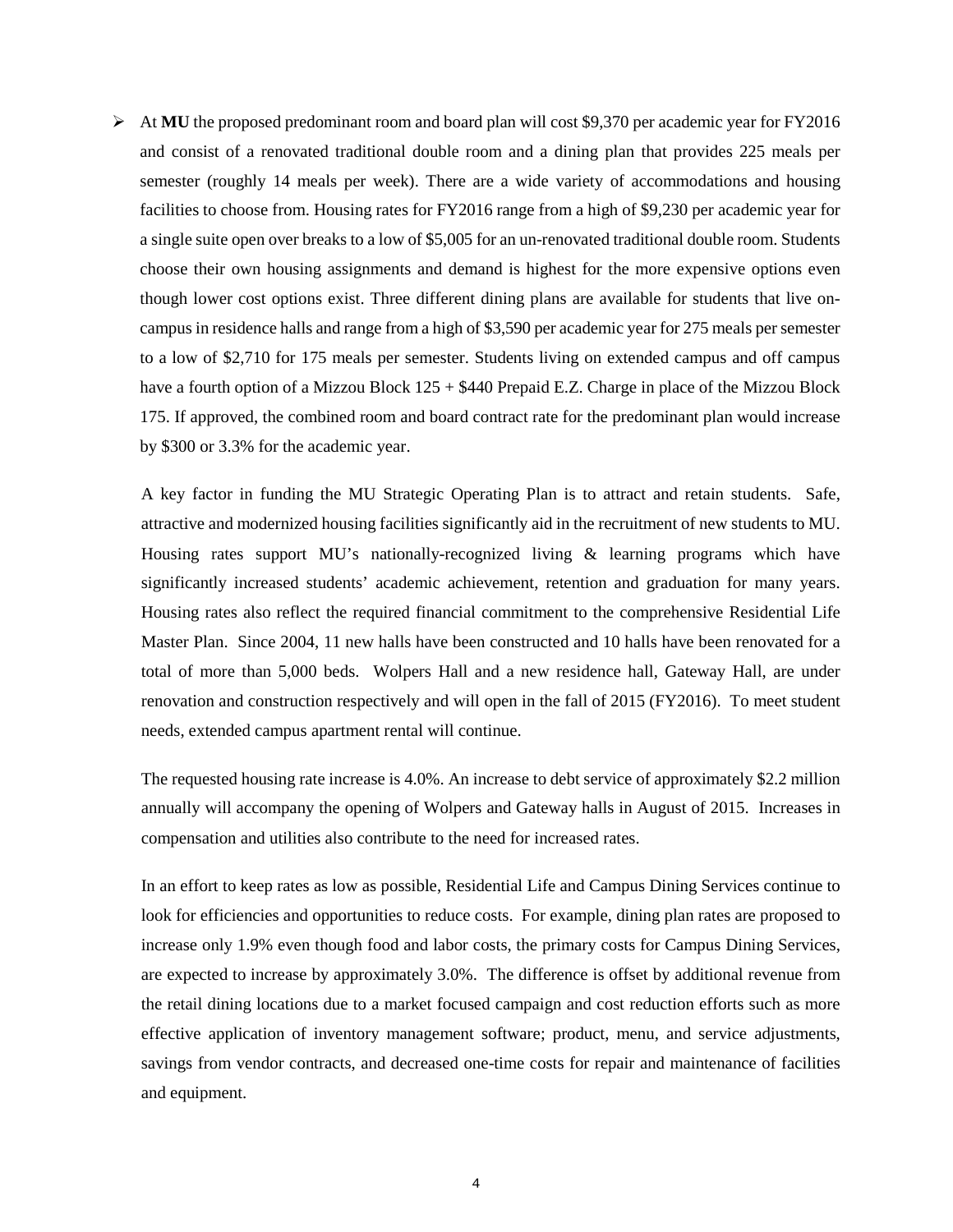- At **MU** the proposed predominant room and board plan will cost $9,370 per academic year for FY2016 and consist of a renovated traditional double room and a dining plan that provides 225 meals per semester (roughly 14 meals per week). There are a wide variety of accommodations and housing facilities to choose from. Housing rates for FY2016 range from a high of $9,230 per academic year for a single suite open over breaks to a low of $5,005 for an un-renovated traditional double room. Students choose their own housing assignments and demand is highest for the more expensive options even though lower cost options exist. Three different dining plans are available for students that live on-campus in residence halls and range from a high of $3,590 per academic year for 275 meals per semester to a low of $2,710 for 175 meals per semester. Students living on extended campus and off campus have a fourth option of a Mizzou Block 125 + $440 Prepaid E.Z. Charge in place of the Mizzou Block 175. If approved, the combined room and board contract rate for the predominant plan would increase by $300 or 3.3% for the academic year.

  A key factor in funding the MU Strategic Operating Plan is to attract and retain students. Safe, attractive and modernized housing facilities significantly aid in the recruitment of new students to MU. Housing rates support MU's nationally-recognized living & learning programs which have significantly increased students' academic achievement, retention and graduation for many years. Housing rates also reflect the required financial commitment to the comprehensive Residential Life Master Plan. Since 2004, 11 new halls have been constructed and 10 halls have been renovated for a total of more than 5,000 beds. Wolpers Hall and a new residence hall, Gateway Hall, are under renovation and construction respectively and will open in the fall of 2015 (FY2016). To meet student needs, extended campus apartment rental will continue.

  The requested housing rate increase is 4.0%. An increase to debt service of approximately $2.2 million annually will accompany the opening of Wolpers and Gateway halls in August of 2015. Increases in compensation and utilities also contribute to the need for increased rates.

  In an effort to keep rates as low as possible, Residential Life and Campus Dining Services continue to look for efficiencies and opportunities to reduce costs. For example, dining plan rates are proposed to increase only 1.9% even though food and labor costs, the primary costs for Campus Dining Services, are expected to increase by approximately 3.0%. The difference is offset by additional revenue from the retail dining locations due to a market focused campaign and cost reduction efforts such as more effective application of inventory management software; product, menu, and service adjustments, savings from vendor contracts, and decreased one-time costs for repair and maintenance of facilities and equipment.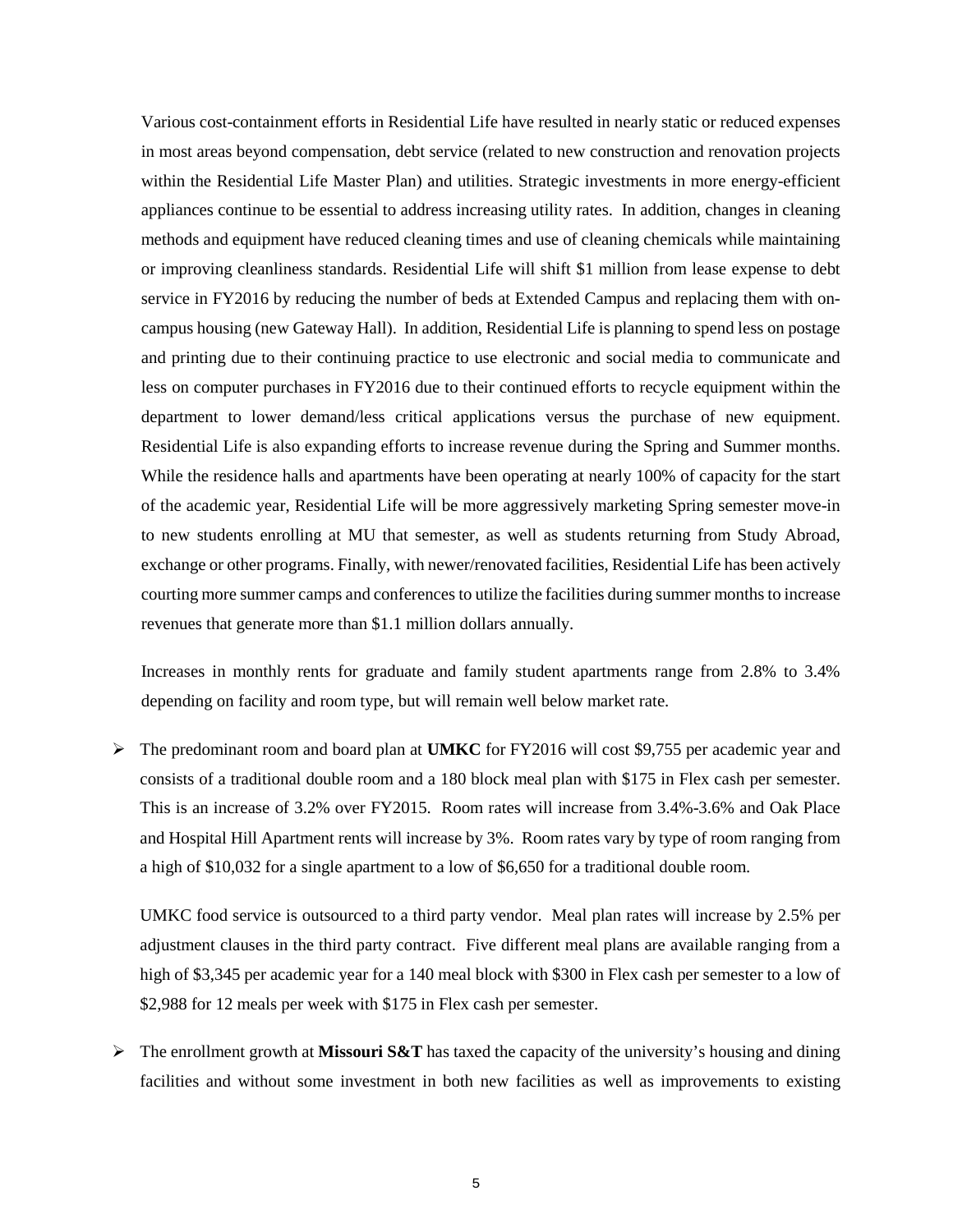Various cost-containment efforts in Residential Life have resulted in nearly static or reduced expenses in most areas beyond compensation, debt service (related to new construction and renovation projects within the Residential Life Master Plan) and utilities. Strategic investments in more energy-efficient appliances continue to be essential to address increasing utility rates. In addition, changes in cleaning methods and equipment have reduced cleaning times and use of cleaning chemicals while maintaining or improving cleanliness standards. Residential Life will shift $1 million from lease expense to debt service in FY2016 by reducing the number of beds at Extended Campus and replacing them with on-campus housing (new Gateway Hall). In addition, Residential Life is planning to spend less on postage and printing due to their continuing practice to use electronic and social media to communicate and less on computer purchases in FY2016 due to their continued efforts to recycle equipment within the department to lower demand/less critical applications versus the purchase of new equipment. Residential Life is also expanding efforts to increase revenue during the Spring and Summer months. While the residence halls and apartments have been operating at nearly 100% of capacity for the start of the academic year, Residential Life will be more aggressively marketing Spring semester move-in to new students enrolling at MU that semester, as well as students returning from Study Abroad, exchange or other programs. Finally, with newer/renovated facilities, Residential Life has been actively courting more summer camps and conferences to utilize the facilities during summer months to increase revenues that generate more than $1.1 million dollars annually.

Increases in monthly rents for graduate and family student apartments range from 2.8% to 3.4% depending on facility and room type, but will remain well below market rate.

- The predominant room and board plan at **UMKC** for FY2016 will cost $9,755 per academic year and consists of a traditional double room and a 180 block meal plan with $175 in Flex cash per semester. This is an increase of 3.2% over FY2015. Room rates will increase from 3.4%-3.6% and Oak Place and Hospital Hill Apartment rents will increase by 3%. Room rates vary by type of room ranging from a high of $10,032 for a single apartment to a low of $6,650 for a traditional double room.

  UMKC food service is outsourced to a third party vendor. Meal plan rates will increase by 2.5% per adjustment clauses in the third party contract. Five different meal plans are available ranging from a high of $3,345 per academic year for a 140 meal block with $300 in Flex cash per semester to a low of $2,988 for 12 meals per week with $175 in Flex cash per semester.

- The enrollment growth at **Missouri S&T** has taxed the capacity of the university's housing and dining facilities and without some investment in both new facilities as well as improvements to existing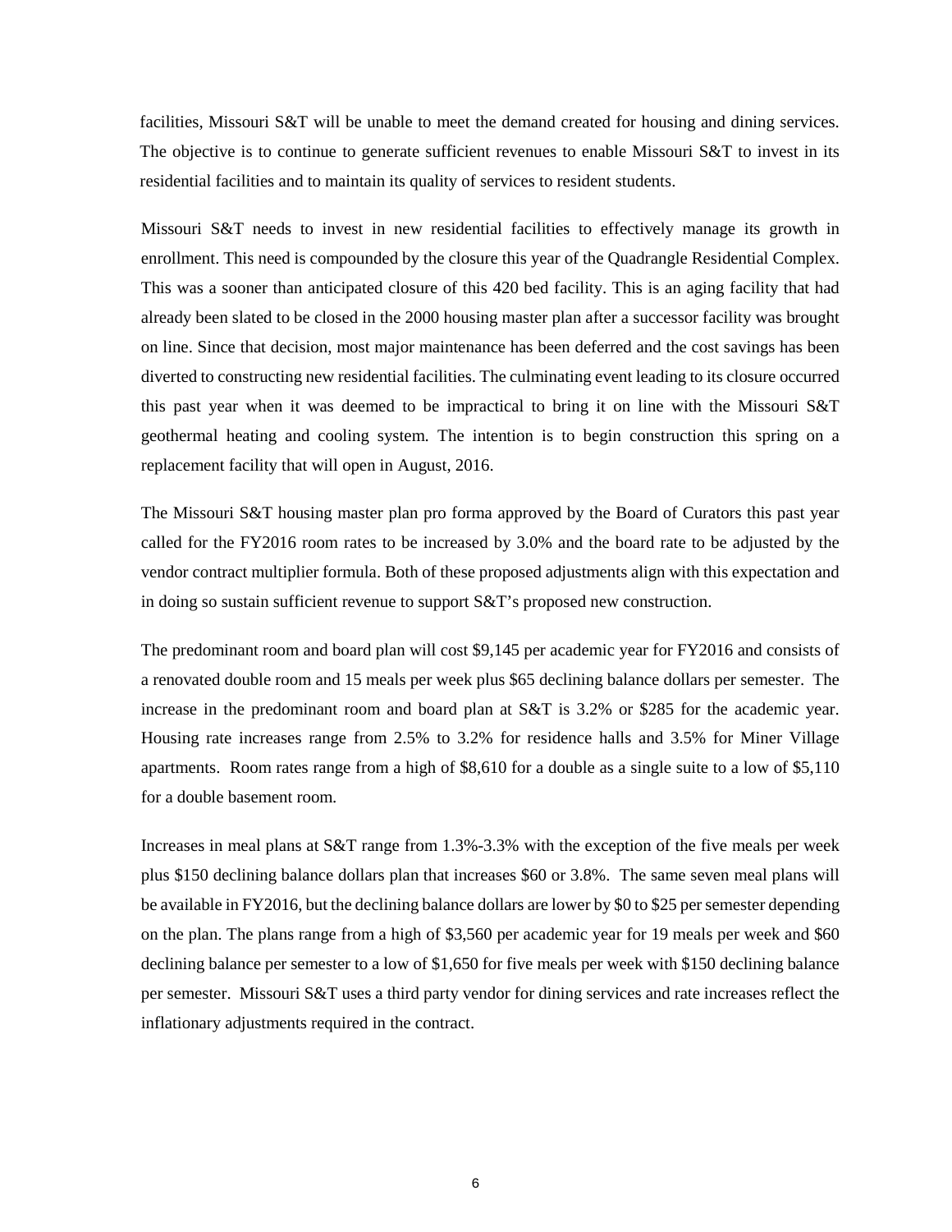facilities, Missouri S&T will be unable to meet the demand created for housing and dining services. The objective is to continue to generate sufficient revenues to enable Missouri S&T to invest in its residential facilities and to maintain its quality of services to resident students.

Missouri S&T needs to invest in new residential facilities to effectively manage its growth in enrollment. This need is compounded by the closure this year of the Quadrangle Residential Complex. This was a sooner than anticipated closure of this 420 bed facility. This is an aging facility that had already been slated to be closed in the 2000 housing master plan after a successor facility was brought on line. Since that decision, most major maintenance has been deferred and the cost savings has been diverted to constructing new residential facilities. The culminating event leading to its closure occurred this past year when it was deemed to be impractical to bring it on line with the Missouri S&T geothermal heating and cooling system. The intention is to begin construction this spring on a replacement facility that will open in August, 2016.

The Missouri S&T housing master plan pro forma approved by the Board of Curators this past year called for the FY2016 room rates to be increased by 3.0% and the board rate to be adjusted by the vendor contract multiplier formula. Both of these proposed adjustments align with this expectation and in doing so sustain sufficient revenue to support S&T's proposed new construction.

The predominant room and board plan will cost $9,145 per academic year for FY2016 and consists of a renovated double room and 15 meals per week plus $65 declining balance dollars per semester. The increase in the predominant room and board plan at S&T is 3.2% or $285 for the academic year. Housing rate increases range from 2.5% to 3.2% for residence halls and 3.5% for Miner Village apartments. Room rates range from a high of $8,610 for a double as a single suite to a low of $5,110 for a double basement room.

Increases in meal plans at S&T range from 1.3%-3.3% with the exception of the five meals per week plus $150 declining balance dollars plan that increases $60 or 3.8%. The same seven meal plans will be available in FY2016, but the declining balance dollars are lower by $0 to $25 per semester depending on the plan. The plans range from a high of $3,560 per academic year for 19 meals per week and $60 declining balance per semester to a low of $1,650 for five meals per week with $150 declining balance per semester. Missouri S&T uses a third party vendor for dining services and rate increases reflect the inflationary adjustments required in the contract.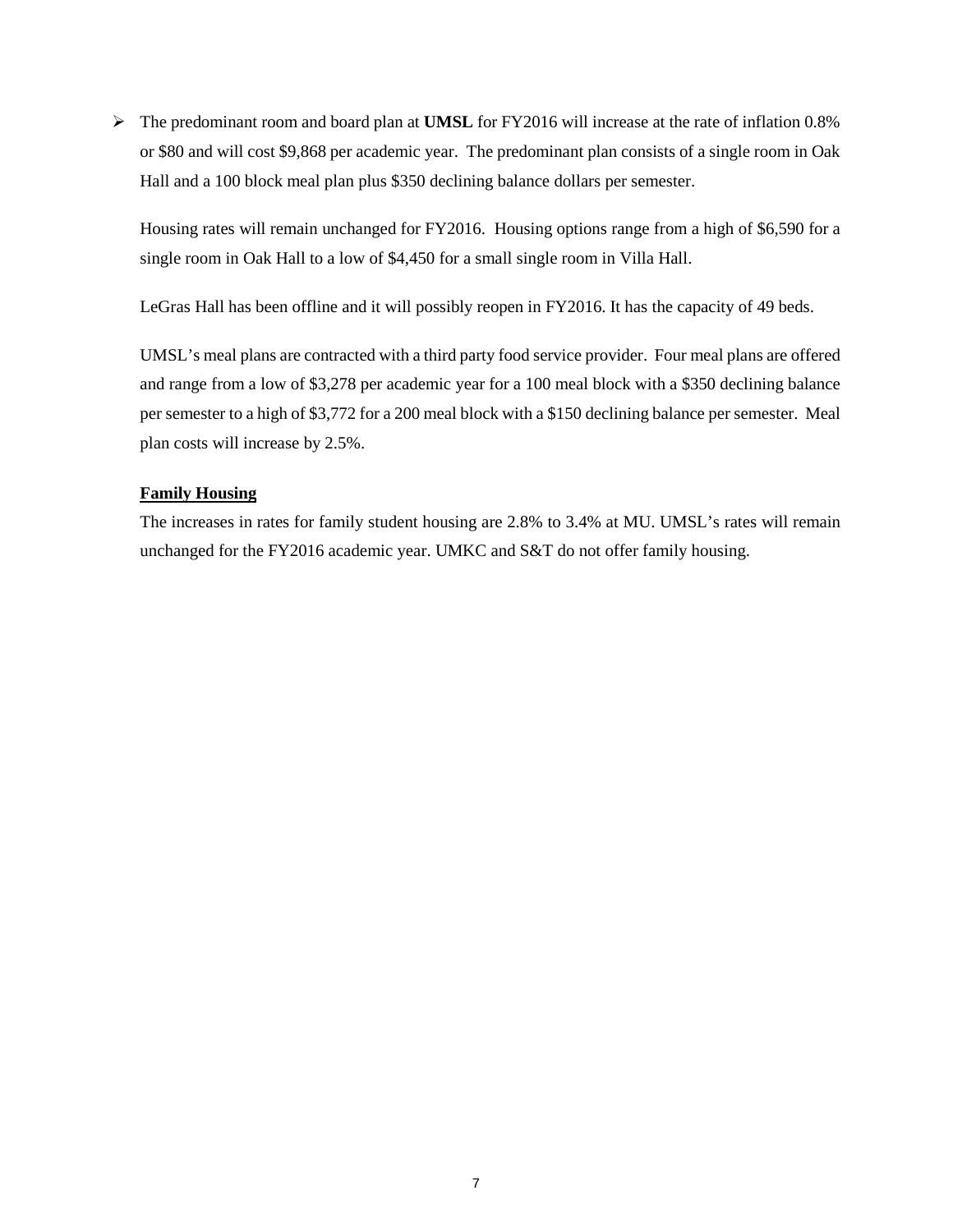- The predominant room and board plan at **UMSL** for FY2016 will increase at the rate of inflation 0.8% or $80 and will cost $9,868 per academic year. The predominant plan consists of a single room in Oak Hall and a 100 block meal plan plus $350 declining balance dollars per semester.

  Housing rates will remain unchanged for FY2016. Housing options range from a high of $6,590 for a single room in Oak Hall to a low of $4,450 for a small single room in Villa Hall.

  LeGras Hall has been offline and it will possibly reopen in FY2016. It has the capacity of 49 beds.

  UMSL's meal plans are contracted with a third party food service provider. Four meal plans are offered and range from a low of $3,278 per academic year for a 100 meal block with a $350 declining balance per semester to a high of $3,772 for a 200 meal block with a $150 declining balance per semester. Meal plan costs will increase by 2.5%.

### Family Housing

The increases in rates for family student housing are 2.8% to 3.4% at MU. UMSL's rates will remain unchanged for the FY2016 academic year. UMKC and S&T do not offer family housing.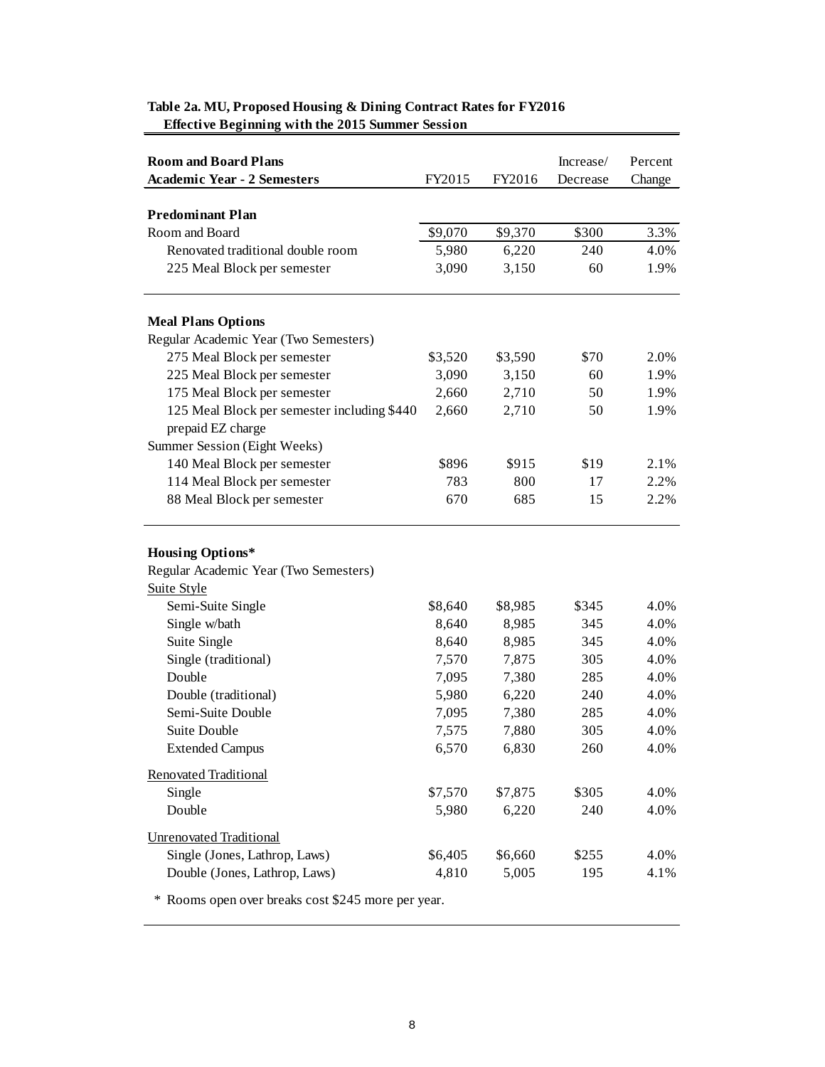**Table 2a. MU, Proposed Housing & Dining Contract Rates for FY2016**
**Effective Beginning with the 2015 Summer Session**

| **Room and Board Plans**<br>**Academic Year - 2 Semesters** | FY2015 | FY2016 | Increase/ Decrease | Percent Change |
|---|---|---|---|---|
| **Predominant Plan** | | | | |
| Room and Board | $9,070 | $9,370 | $300 | 3.3% |
| Renovated traditional double room | 5,980 | 6,220 | 240 | 4.0% |
| 225 Meal Block per semester | 3,090 | 3,150 | 60 | 1.9% |
| **Meal Plans Options** | | | | |
| Regular Academic Year (Two Semesters) | | | | |
| 275 Meal Block per semester | $3,520 | $3,590 | $70 | 2.0% |
| 225 Meal Block per semester | 3,090 | 3,150 | 60 | 1.9% |
| 175 Meal Block per semester | 2,660 | 2,710 | 50 | 1.9% |
| 125 Meal Block per semester including $440 prepaid EZ charge | 2,660 | 2,710 | 50 | 1.9% |
| Summer Session (Eight Weeks) | | | | |
| 140 Meal Block per semester | $896 | $915 | $19 | 2.1% |
| 114 Meal Block per semester | 783 | 800 | 17 | 2.2% |
| 88 Meal Block per semester | 670 | 685 | 15 | 2.2% |
| **Housing Options*** | | | | |
| Regular Academic Year (Two Semesters) | | | | |
| Suite Style | | | | |
| Semi-Suite Single | $8,640 | $8,985 | $345 | 4.0% |
| Single w/bath | 8,640 | 8,985 | 345 | 4.0% |
| Suite Single | 8,640 | 8,985 | 345 | 4.0% |
| Single (traditional) | 7,570 | 7,875 | 305 | 4.0% |
| Double | 7,095 | 7,380 | 285 | 4.0% |
| Double (traditional) | 5,980 | 6,220 | 240 | 4.0% |
| Semi-Suite Double | 7,095 | 7,380 | 285 | 4.0% |
| Suite Double | 7,575 | 7,880 | 305 | 4.0% |
| Extended Campus | 6,570 | 6,830 | 260 | 4.0% |
| Renovated Traditional | | | | |
| Single | $7,570 | $7,875 | $305 | 4.0% |
| Double | 5,980 | 6,220 | 240 | 4.0% |
| Unrenovated Traditional | | | | |
| Single (Jones, Lathrop, Laws) | $6,405 | $6,660 | $255 | 4.0% |
| Double (Jones, Lathrop, Laws) | 4,810 | 5,005 | 195 | 4.1% |

\* Rooms open over breaks cost $245 more per year.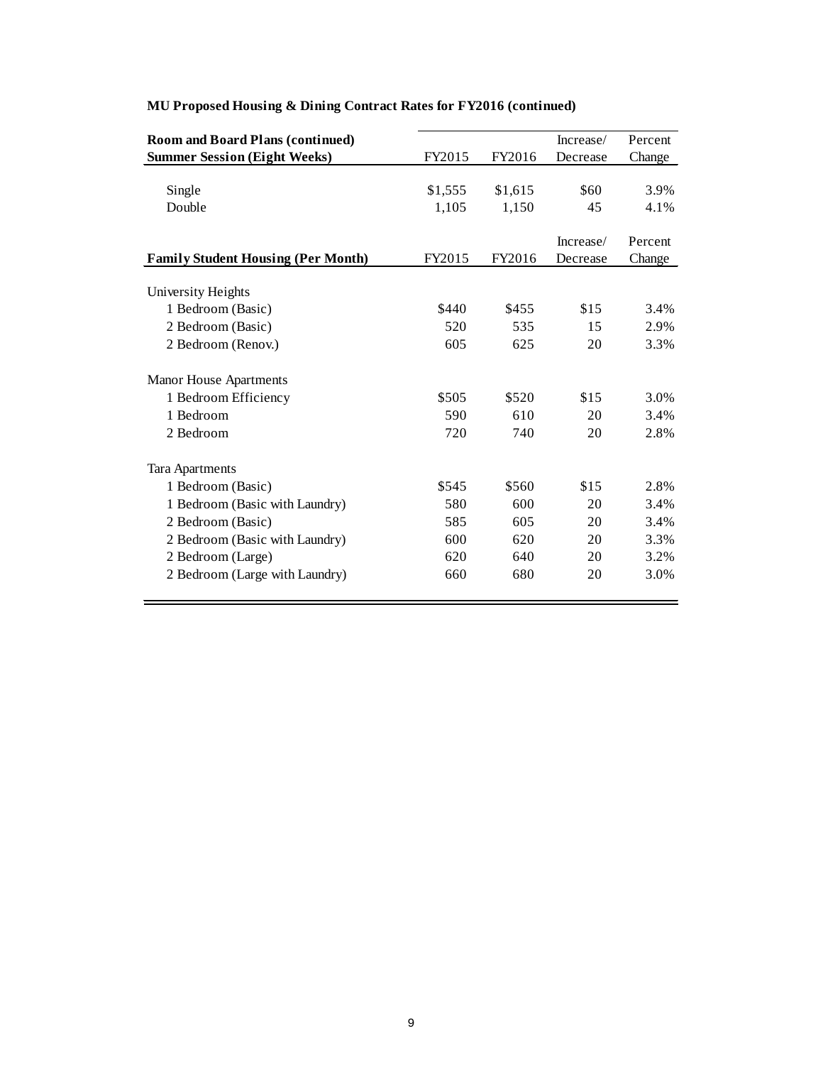**MU Proposed Housing & Dining Contract Rates for FY2016 (continued)**

| Room and Board Plans (continued)<br>Summer Session (Eight Weeks) | FY2015 | FY2016 | Increase/<br>Decrease | Percent<br>Change |
|---|---|---|---|---|
| Single | $1,555 | $1,615 | $60 | 3.9% |
| Double | 1,105 | 1,150 | 45 | 4.1% |

| Family Student Housing (Per Month) | FY2015 | FY2016 | Increase/<br>Decrease | Percent<br>Change |
|---|---|---|---|---|
| University Heights | | | | |
| 1 Bedroom (Basic) | $440 | $455 | $15 | 3.4% |
| 2 Bedroom (Basic) | 520 | 535 | 15 | 2.9% |
| 2 Bedroom (Renov.) | 605 | 625 | 20 | 3.3% |
| Manor House Apartments | | | | |
| 1 Bedroom Efficiency | $505 | $520 | $15 | 3.0% |
| 1 Bedroom | 590 | 610 | 20 | 3.4% |
| 2 Bedroom | 720 | 740 | 20 | 2.8% |
| Tara Apartments | | | | |
| 1 Bedroom (Basic) | $545 | $560 | $15 | 2.8% |
| 1 Bedroom (Basic with Laundry) | 580 | 600 | 20 | 3.4% |
| 2 Bedroom (Basic) | 585 | 605 | 20 | 3.4% |
| 2 Bedroom (Basic with Laundry) | 600 | 620 | 20 | 3.3% |
| 2 Bedroom (Large) | 620 | 640 | 20 | 3.2% |
| 2 Bedroom (Large with Laundry) | 660 | 680 | 20 | 3.0% |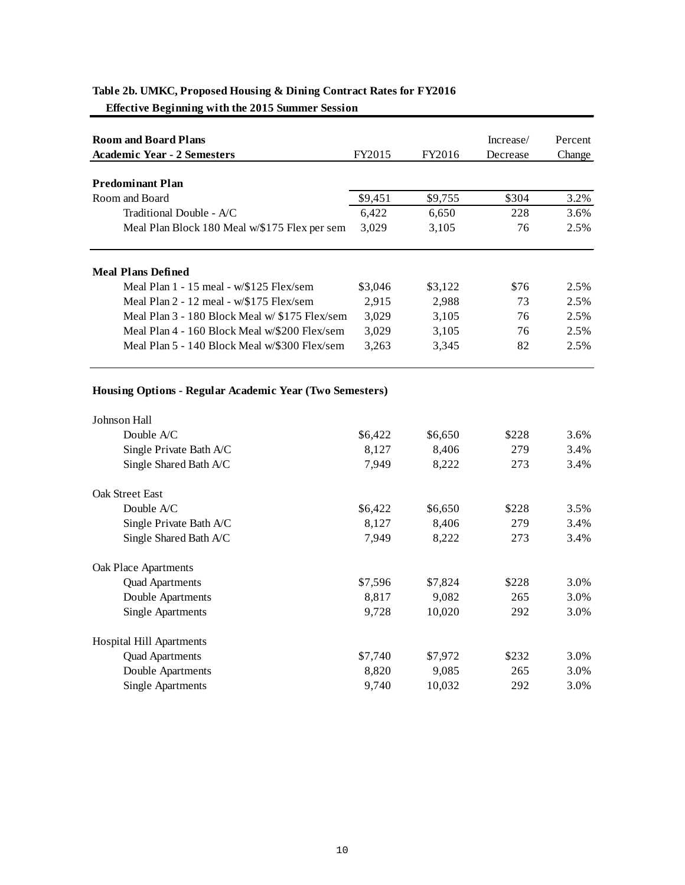**Table 2b. UMKC, Proposed Housing & Dining Contract Rates for FY2016**
**Effective Beginning with the 2015 Summer Session**

| **Room and Board Plans** **Academic Year - 2 Semesters** | FY2015 | FY2016 | Increase/ Decrease | Percent Change |
|---|---|---|---|---|
| **Predominant Plan** | | | | |
| Room and Board | $9,451 | $9,755 | $304 | 3.2% |
| Traditional Double - A/C | 6,422 | 6,650 | 228 | 3.6% |
| Meal Plan Block 180 Meal w/$175 Flex per sem | 3,029 | 3,105 | 76 | 2.5% |
| **Meal Plans Defined** | | | | |
| Meal Plan 1 - 15 meal - w/$125 Flex/sem | $3,046 | $3,122 | $76 | 2.5% |
| Meal Plan 2 - 12 meal - w/$175 Flex/sem | 2,915 | 2,988 | 73 | 2.5% |
| Meal Plan 3 - 180 Block Meal w/ $175 Flex/sem | 3,029 | 3,105 | 76 | 2.5% |
| Meal Plan 4 - 160 Block Meal w/$200 Flex/sem | 3,029 | 3,105 | 76 | 2.5% |
| Meal Plan 5 - 140 Block Meal w/$300 Flex/sem | 3,263 | 3,345 | 82 | 2.5% |
| **Housing Options - Regular Academic Year (Two Semesters)** | | | | |
| Johnson Hall | | | | |
| Double A/C | $6,422 | $6,650 | $228 | 3.6% |
| Single Private Bath A/C | 8,127 | 8,406 | 279 | 3.4% |
| Single Shared Bath A/C | 7,949 | 8,222 | 273 | 3.4% |
| Oak Street East | | | | |
| Double A/C | $6,422 | $6,650 | $228 | 3.5% |
| Single Private Bath A/C | 8,127 | 8,406 | 279 | 3.4% |
| Single Shared Bath A/C | 7,949 | 8,222 | 273 | 3.4% |
| Oak Place Apartments | | | | |
| Quad Apartments | $7,596 | $7,824 | $228 | 3.0% |
| Double Apartments | 8,817 | 9,082 | 265 | 3.0% |
| Single Apartments | 9,728 | 10,020 | 292 | 3.0% |
| Hospital Hill Apartments | | | | |
| Quad Apartments | $7,740 | $7,972 | $232 | 3.0% |
| Double Apartments | 8,820 | 9,085 | 265 | 3.0% |
| Single Apartments | 9,740 | 10,032 | 292 | 3.0% |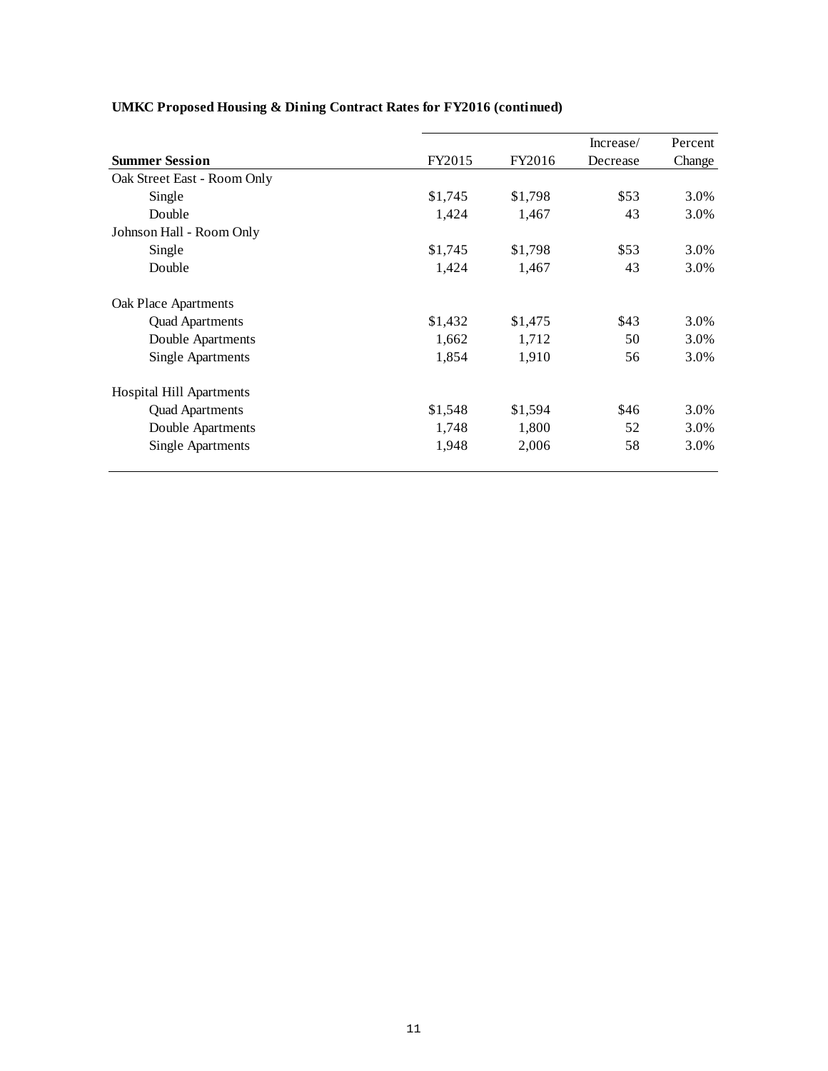**UMKC Proposed Housing & Dining Contract Rates for FY2016 (continued)**

| **Summer Session** | FY2015 | FY2016 | Increase/ Decrease | Percent Change |
|---|---|---|---|---|
| Oak Street East - Room Only | | | | |
| Single | $1,745 | $1,798 | $53 | 3.0% |
| Double | 1,424 | 1,467 | 43 | 3.0% |
| Johnson Hall - Room Only | | | | |
| Single | $1,745 | $1,798 | $53 | 3.0% |
| Double | 1,424 | 1,467 | 43 | 3.0% |
| Oak Place Apartments | | | | |
| Quad Apartments | $1,432 | $1,475 | $43 | 3.0% |
| Double Apartments | 1,662 | 1,712 | 50 | 3.0% |
| Single Apartments | 1,854 | 1,910 | 56 | 3.0% |
| Hospital Hill Apartments | | | | |
| Quad Apartments | $1,548 | $1,594 | $46 | 3.0% |
| Double Apartments | 1,748 | 1,800 | 52 | 3.0% |
| Single Apartments | 1,948 | 2,006 | 58 | 3.0% |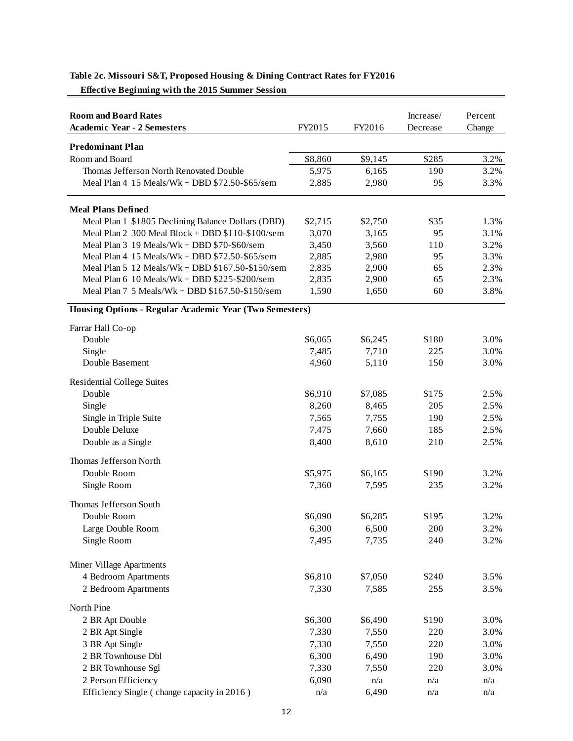**Table 2c. Missouri S&T, Proposed Housing & Dining Contract Rates for FY2016**

**Effective Beginning with the 2015 Summer Session**

| **Room and Board Rates**<br>**Academic Year - 2 Semesters** | FY2015 | FY2016 | Increase/ Decrease | Percent Change |
|---|---|---|---|---|
| **Predominant Plan** | | | | |
| Room and Board | $8,860 | $9,145 | $285 | 3.2% |
| Thomas Jefferson North Renovated Double | 5,975 | 6,165 | 190 | 3.2% |
| Meal Plan 4 15 Meals/Wk + DBD $72.50-$65/sem | 2,885 | 2,980 | 95 | 3.3% |
| **Meal Plans Defined** | | | | |
| Meal Plan 1 $1805 Declining Balance Dollars (DBD) | $2,715 | $2,750 | $35 | 1.3% |
| Meal Plan 2 300 Meal Block + DBD $110-$100/sem | 3,070 | 3,165 | 95 | 3.1% |
| Meal Plan 3 19 Meals/Wk + DBD $70-$60/sem | 3,450 | 3,560 | 110 | 3.2% |
| Meal Plan 4 15 Meals/Wk + DBD $72.50-$65/sem | 2,885 | 2,980 | 95 | 3.3% |
| Meal Plan 5 12 Meals/Wk + DBD $167.50-$150/sem | 2,835 | 2,900 | 65 | 2.3% |
| Meal Plan 6 10 Meals/Wk + DBD $225-$200/sem | 2,835 | 2,900 | 65 | 2.3% |
| Meal Plan 7 5 Meals/Wk + DBD $167.50-$150/sem | 1,590 | 1,650 | 60 | 3.8% |
| **Housing Options - Regular Academic Year (Two Semesters)** | | | | |
| Farrar Hall Co-op | | | | |
| Double | $6,065 | $6,245 | $180 | 3.0% |
| Single | 7,485 | 7,710 | 225 | 3.0% |
| Double Basement | 4,960 | 5,110 | 150 | 3.0% |
| Residential College Suites | | | | |
| Double | $6,910 | $7,085 | $175 | 2.5% |
| Single | 8,260 | 8,465 | 205 | 2.5% |
| Single in Triple Suite | 7,565 | 7,755 | 190 | 2.5% |
| Double Deluxe | 7,475 | 7,660 | 185 | 2.5% |
| Double as a Single | 8,400 | 8,610 | 210 | 2.5% |
| Thomas Jefferson North | | | | |
| Double Room | $5,975 | $6,165 | $190 | 3.2% |
| Single Room | 7,360 | 7,595 | 235 | 3.2% |
| Thomas Jefferson South | | | | |
| Double Room | $6,090 | $6,285 | $195 | 3.2% |
| Large Double Room | 6,300 | 6,500 | 200 | 3.2% |
| Single Room | 7,495 | 7,735 | 240 | 3.2% |
| Miner Village Apartments | | | | |
| 4 Bedroom Apartments | $6,810 | $7,050 | $240 | 3.5% |
| 2 Bedroom Apartments | 7,330 | 7,585 | 255 | 3.5% |
| North Pine | | | | |
| 2 BR Apt Double | $6,300 | $6,490 | $190 | 3.0% |
| 2 BR Apt Single | 7,330 | 7,550 | 220 | 3.0% |
| 3 BR Apt Single | 7,330 | 7,550 | 220 | 3.0% |
| 2 BR Townhouse Dbl | 6,300 | 6,490 | 190 | 3.0% |
| 2 BR Townhouse Sgl | 7,330 | 7,550 | 220 | 3.0% |
| 2 Person Efficiency | 6,090 | n/a | n/a | n/a |
| Efficiency Single ( change capacity in 2016 ) | n/a | 6,490 | n/a | n/a |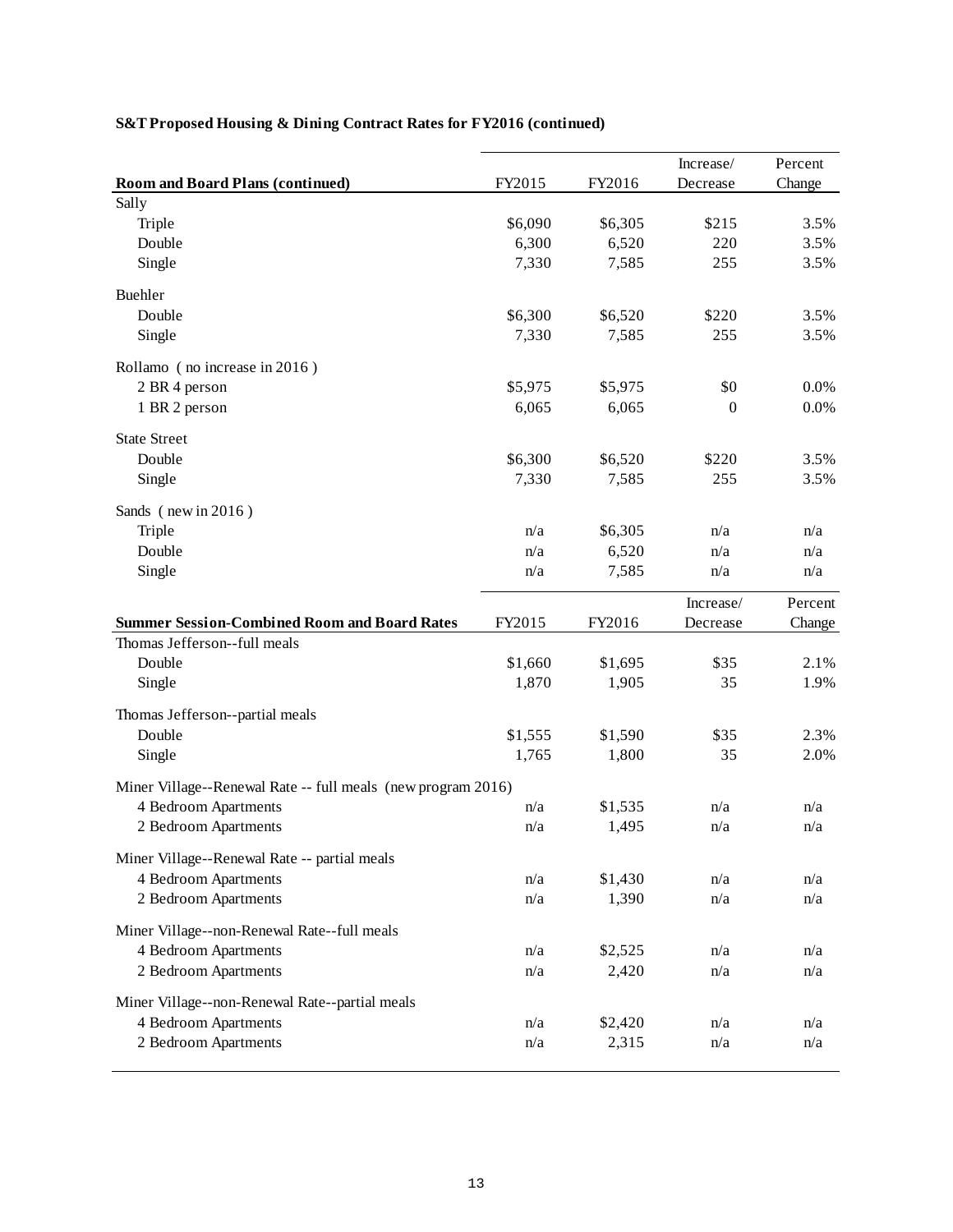**S&T Proposed Housing & Dining Contract Rates for FY2016 (continued)**

| Room and Board Plans (continued) | FY2015 | FY2016 | Increase/ Decrease | Percent Change |
|---|---|---|---|---|
| Sally | | | | |
| Triple | $6,090 | $6,305 | $215 | 3.5% |
| Double | 6,300 | 6,520 | 220 | 3.5% |
| Single | 7,330 | 7,585 | 255 | 3.5% |
| Buehler | | | | |
| Double | $6,300 | $6,520 | $220 | 3.5% |
| Single | 7,330 | 7,585 | 255 | 3.5% |
| Rollamo ( no increase in 2016 ) | | | | |
| 2 BR 4 person | $5,975 | $5,975 | $0 | 0.0% |
| 1 BR 2 person | 6,065 | 6,065 | 0 | 0.0% |
| State Street | | | | |
| Double | $6,300 | $6,520 | $220 | 3.5% |
| Single | 7,330 | 7,585 | 255 | 3.5% |
| Sands ( new in 2016 ) | | | | |
| Triple | n/a | $6,305 | n/a | n/a |
| Double | n/a | 6,520 | n/a | n/a |
| Single | n/a | 7,585 | n/a | n/a |

| Summer Session-Combined Room and Board Rates | FY2015 | FY2016 | Increase/ Decrease | Percent Change |
|---|---|---|---|---|
| Thomas Jefferson--full meals | | | | |
| Double | $1,660 | $1,695 | $35 | 2.1% |
| Single | 1,870 | 1,905 | 35 | 1.9% |
| Thomas Jefferson--partial meals | | | | |
| Double | $1,555 | $1,590 | $35 | 2.3% |
| Single | 1,765 | 1,800 | 35 | 2.0% |
| Miner Village--Renewal Rate -- full meals (new program 2016) | | | | |
| 4 Bedroom Apartments | n/a | $1,535 | n/a | n/a |
| 2 Bedroom Apartments | n/a | 1,495 | n/a | n/a |
| Miner Village--Renewal Rate -- partial meals | | | | |
| 4 Bedroom Apartments | n/a | $1,430 | n/a | n/a |
| 2 Bedroom Apartments | n/a | 1,390 | n/a | n/a |
| Miner Village--non-Renewal Rate--full meals | | | | |
| 4 Bedroom Apartments | n/a | $2,525 | n/a | n/a |
| 2 Bedroom Apartments | n/a | 2,420 | n/a | n/a |
| Miner Village--non-Renewal Rate--partial meals | | | | |
| 4 Bedroom Apartments | n/a | $2,420 | n/a | n/a |
| 2 Bedroom Apartments | n/a | 2,315 | n/a | n/a |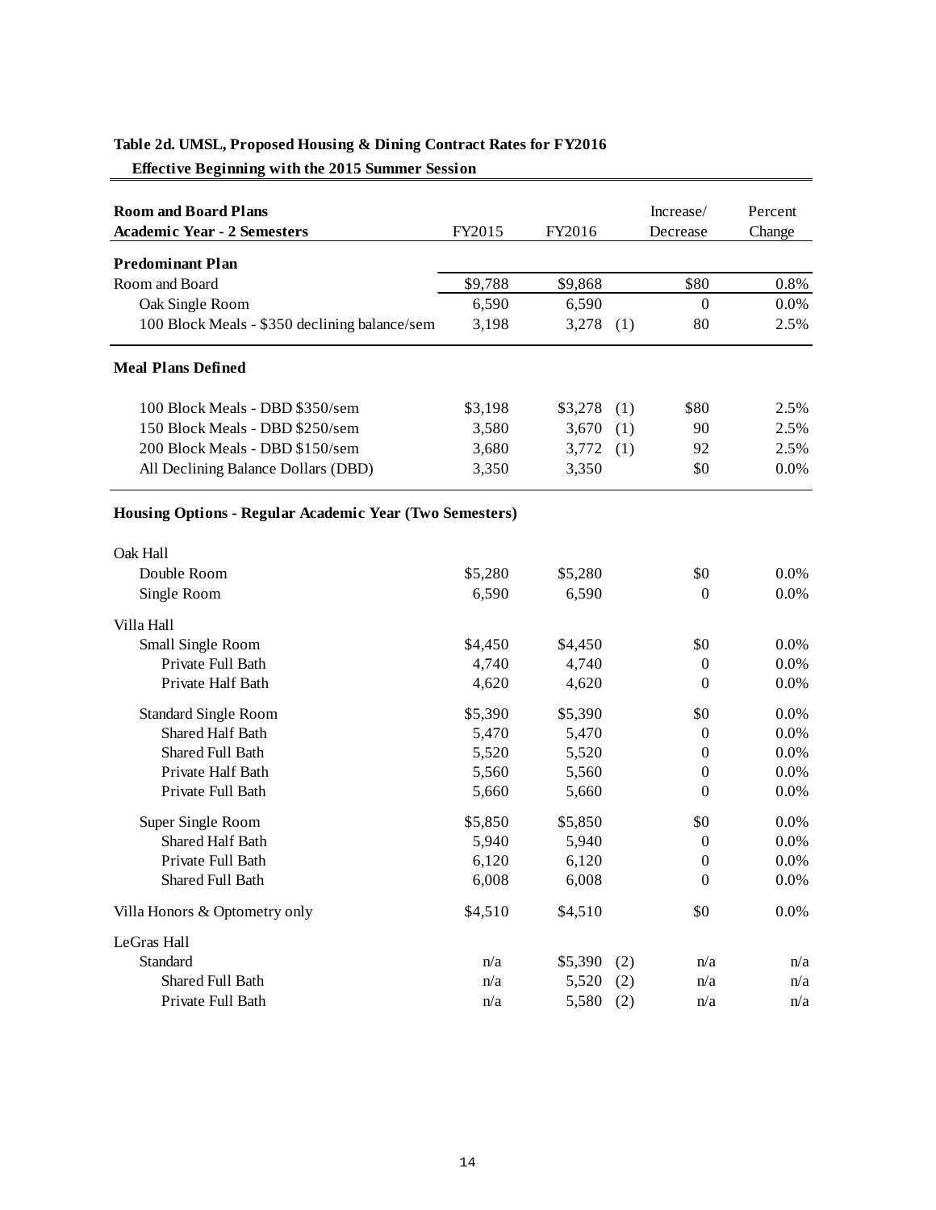**Table 2d. UMSL, Proposed Housing & Dining Contract Rates for FY2016**

**Effective Beginning with the 2015 Summer Session**

| **Room and Board Plans** **Academic Year - 2 Semesters** | FY2015 | FY2016 | | Increase/ Decrease | Percent Change |
|---|---|---|---|---|---|
| **Predominant Plan** | | | | | |
| Room and Board | $9,788 | $9,868 | | $80 | 0.8% |
| Oak Single Room | 6,590 | 6,590 | | 0 | 0.0% |
| 100 Block Meals - $350 declining balance/sem | 3,198 | 3,278 | (1) | 80 | 2.5% |
| **Meal Plans Defined** | | | | | |
| 100 Block Meals - DBD $350/sem | $3,198 | $3,278 | (1) | $80 | 2.5% |
| 150 Block Meals - DBD $250/sem | 3,580 | 3,670 | (1) | 90 | 2.5% |
| 200 Block Meals - DBD $150/sem | 3,680 | 3,772 | (1) | 92 | 2.5% |
| All Declining Balance Dollars (DBD) | 3,350 | 3,350 | | $0 | 0.0% |
| **Housing Options - Regular Academic Year (Two Semesters)** | | | | | |
| Oak Hall | | | | | |
| Double Room | $5,280 | $5,280 | | $0 | 0.0% |
| Single Room | 6,590 | 6,590 | | 0 | 0.0% |
| Villa Hall | | | | | |
| Small Single Room | $4,450 | $4,450 | | $0 | 0.0% |
| Private Full Bath | 4,740 | 4,740 | | 0 | 0.0% |
| Private Half Bath | 4,620 | 4,620 | | 0 | 0.0% |
| Standard Single Room | $5,390 | $5,390 | | $0 | 0.0% |
| Shared Half Bath | 5,470 | 5,470 | | 0 | 0.0% |
| Shared Full Bath | 5,520 | 5,520 | | 0 | 0.0% |
| Private Half Bath | 5,560 | 5,560 | | 0 | 0.0% |
| Private Full Bath | 5,660 | 5,660 | | 0 | 0.0% |
| Super Single Room | $5,850 | $5,850 | | $0 | 0.0% |
| Shared Half Bath | 5,940 | 5,940 | | 0 | 0.0% |
| Private Full Bath | 6,120 | 6,120 | | 0 | 0.0% |
| Shared Full Bath | 6,008 | 6,008 | | 0 | 0.0% |
| Villa Honors & Optometry only | $4,510 | $4,510 | | $0 | 0.0% |
| LeGras Hall | | | | | |
| Standard | n/a | $5,390 | (2) | n/a | n/a |
| Shared Full Bath | n/a | 5,520 | (2) | n/a | n/a |
| Private Full Bath | n/a | 5,580 | (2) | n/a | n/a |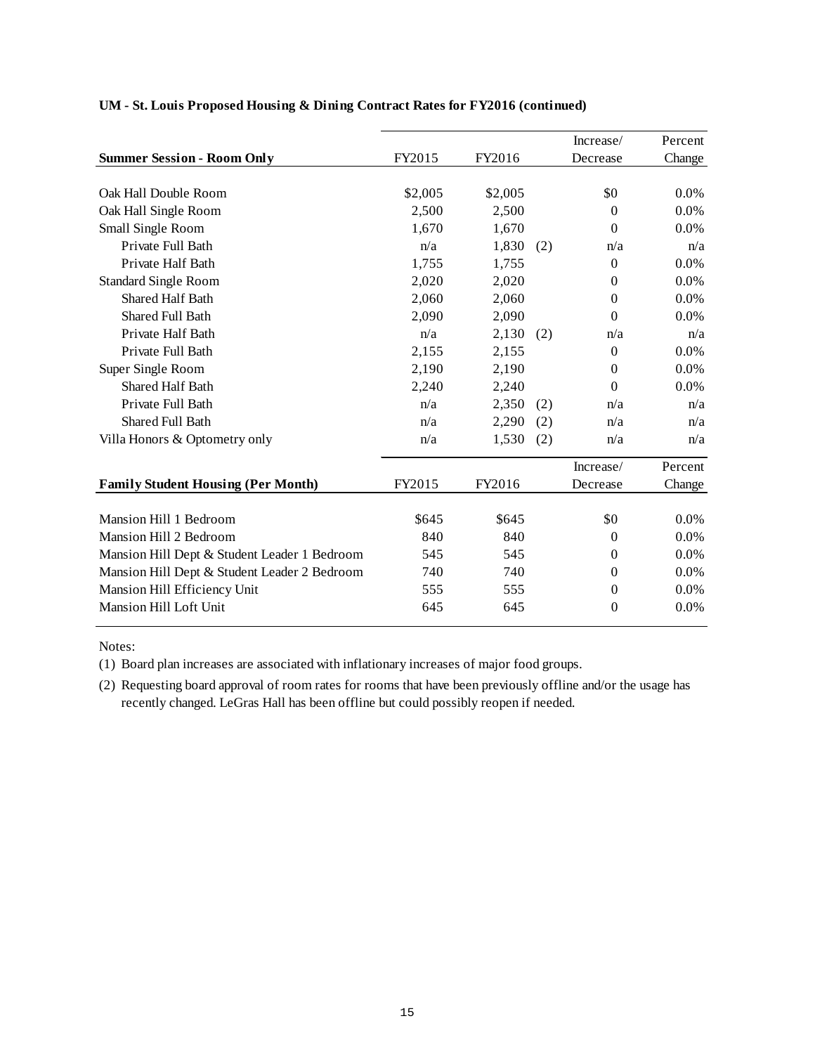**UM - St. Louis Proposed Housing & Dining Contract Rates for FY2016 (continued)**

| Summer Session - Room Only | FY2015 | FY2016 | | Increase/ Decrease | Percent Change |
|---|---|---|---|---|---|
| Oak Hall Double Room | $2,005 | $2,005 | | $0 | 0.0% |
| Oak Hall Single Room | 2,500 | 2,500 | | 0 | 0.0% |
| Small Single Room | 1,670 | 1,670 | | 0 | 0.0% |
| Private Full Bath | n/a | 1,830 | (2) | n/a | n/a |
| Private Half Bath | 1,755 | 1,755 | | 0 | 0.0% |
| Standard Single Room | 2,020 | 2,020 | | 0 | 0.0% |
| Shared Half Bath | 2,060 | 2,060 | | 0 | 0.0% |
| Shared Full Bath | 2,090 | 2,090 | | 0 | 0.0% |
| Private Half Bath | n/a | 2,130 | (2) | n/a | n/a |
| Private Full Bath | 2,155 | 2,155 | | 0 | 0.0% |
| Super Single Room | 2,190 | 2,190 | | 0 | 0.0% |
| Shared Half Bath | 2,240 | 2,240 | | 0 | 0.0% |
| Private Full Bath | n/a | 2,350 | (2) | n/a | n/a |
| Shared Full Bath | n/a | 2,290 | (2) | n/a | n/a |
| Villa Honors & Optometry only | n/a | 1,530 | (2) | n/a | n/a |

| Family Student Housing (Per Month) | FY2015 | FY2016 | Increase/ Decrease | Percent Change |
|---|---|---|---|---|
| Mansion Hill 1 Bedroom | $645 | $645 | $0 | 0.0% |
| Mansion Hill 2 Bedroom | 840 | 840 | 0 | 0.0% |
| Mansion Hill Dept & Student Leader 1 Bedroom | 545 | 545 | 0 | 0.0% |
| Mansion Hill Dept & Student Leader 2 Bedroom | 740 | 740 | 0 | 0.0% |
| Mansion Hill Efficiency Unit | 555 | 555 | 0 | 0.0% |
| Mansion Hill Loft Unit | 645 | 645 | 0 | 0.0% |

Notes:

(1) Board plan increases are associated with inflationary increases of major food groups.

(2) Requesting board approval of room rates for rooms that have been previously offline and/or the usage has recently changed. LeGras Hall has been offline but could possibly reopen if needed.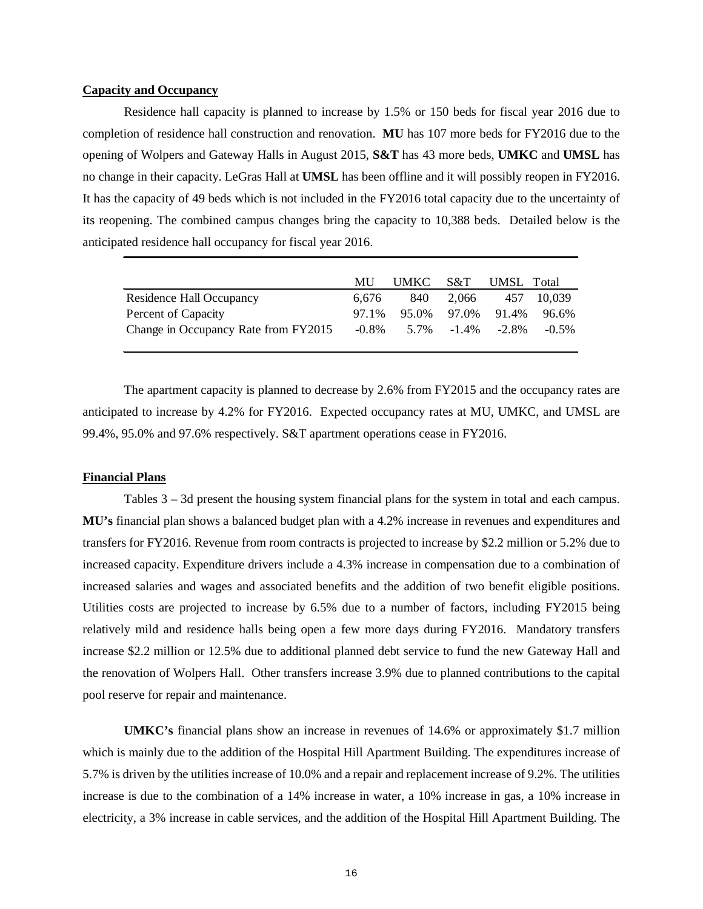**Capacity and Occupancy**

Residence hall capacity is planned to increase by 1.5% or 150 beds for fiscal year 2016 due to completion of residence hall construction and renovation. **MU** has 107 more beds for FY2016 due to the opening of Wolpers and Gateway Halls in August 2015, **S&T** has 43 more beds, **UMKC** and **UMSL** has no change in their capacity. LeGras Hall at **UMSL** has been offline and it will possibly reopen in FY2016. It has the capacity of 49 beds which is not included in the FY2016 total capacity due to the uncertainty of its reopening. The combined campus changes bring the capacity to 10,388 beds. Detailed below is the anticipated residence hall occupancy for fiscal year 2016.

| | MU | UMKC | S&T | UMSL | Total |
|---|---|---|---|---|---|
| Residence Hall Occupancy | 6,676 | 840 | 2,066 | 457 | 10,039 |
| Percent of Capacity | 97.1% | 95.0% | 97.0% | 91.4% | 96.6% |
| Change in Occupancy Rate from FY2015 | -0.8% | 5.7% | -1.4% | -2.8% | -0.5% |

The apartment capacity is planned to decrease by 2.6% from FY2015 and the occupancy rates are anticipated to increase by 4.2% for FY2016. Expected occupancy rates at MU, UMKC, and UMSL are 99.4%, 95.0% and 97.6% respectively. S&T apartment operations cease in FY2016.

**Financial Plans**

Tables 3 – 3d present the housing system financial plans for the system in total and each campus. **MU's** financial plan shows a balanced budget plan with a 4.2% increase in revenues and expenditures and transfers for FY2016. Revenue from room contracts is projected to increase by $2.2 million or 5.2% due to increased capacity. Expenditure drivers include a 4.3% increase in compensation due to a combination of increased salaries and wages and associated benefits and the addition of two benefit eligible positions. Utilities costs are projected to increase by 6.5% due to a number of factors, including FY2015 being relatively mild and residence halls being open a few more days during FY2016. Mandatory transfers increase $2.2 million or 12.5% due to additional planned debt service to fund the new Gateway Hall and the renovation of Wolpers Hall. Other transfers increase 3.9% due to planned contributions to the capital pool reserve for repair and maintenance.

**UMKC's** financial plans show an increase in revenues of 14.6% or approximately $1.7 million which is mainly due to the addition of the Hospital Hill Apartment Building. The expenditures increase of 5.7% is driven by the utilities increase of 10.0% and a repair and replacement increase of 9.2%. The utilities increase is due to the combination of a 14% increase in water, a 10% increase in gas, a 10% increase in electricity, a 3% increase in cable services, and the addition of the Hospital Hill Apartment Building. The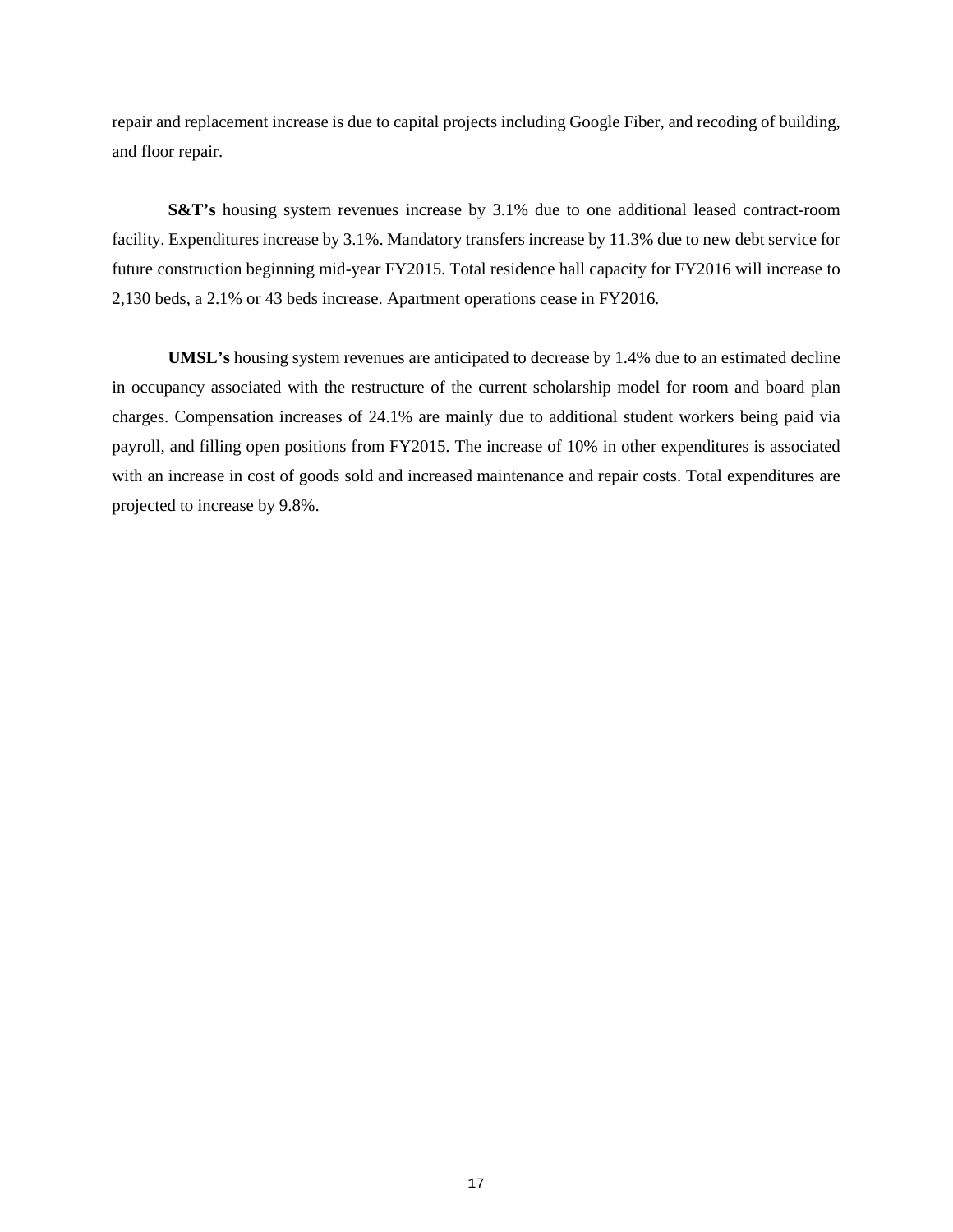repair and replacement increase is due to capital projects including Google Fiber, and recoding of building, and floor repair.

**S&T's** housing system revenues increase by 3.1% due to one additional leased contract-room facility. Expenditures increase by 3.1%. Mandatory transfers increase by 11.3% due to new debt service for future construction beginning mid-year FY2015. Total residence hall capacity for FY2016 will increase to 2,130 beds, a 2.1% or 43 beds increase. Apartment operations cease in FY2016.

**UMSL's** housing system revenues are anticipated to decrease by 1.4% due to an estimated decline in occupancy associated with the restructure of the current scholarship model for room and board plan charges. Compensation increases of 24.1% are mainly due to additional student workers being paid via payroll, and filling open positions from FY2015. The increase of 10% in other expenditures is associated with an increase in cost of goods sold and increased maintenance and repair costs. Total expenditures are projected to increase by 9.8%.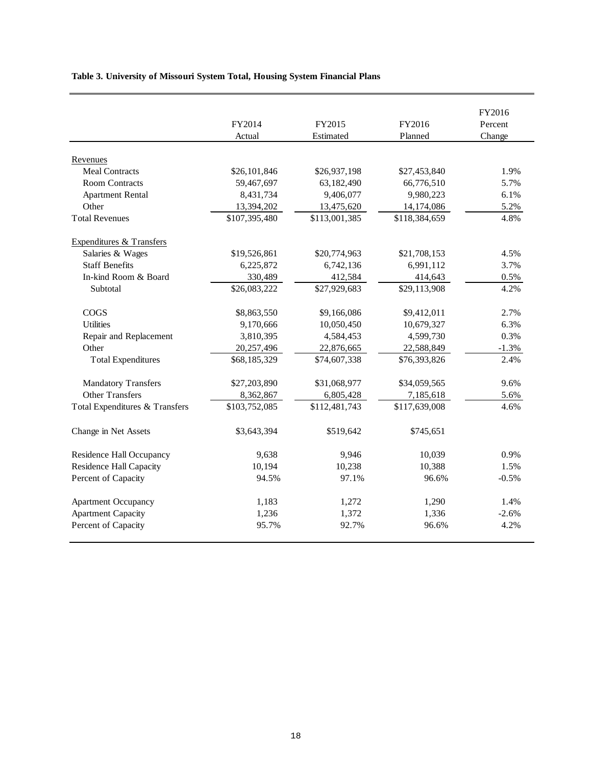**Table 3. University of Missouri System Total, Housing System Financial Plans**

| | FY2014 Actual | FY2015 Estimated | FY2016 Planned | FY2016 Percent Change |
|---|---|---|---|---|
| Revenues | | | | |
| Meal Contracts | $26,101,846 | $26,937,198 | $27,453,840 | 1.9% |
| Room Contracts | 59,467,697 | 63,182,490 | 66,776,510 | 5.7% |
| Apartment Rental | 8,431,734 | 9,406,077 | 9,980,223 | 6.1% |
| Other | 13,394,202 | 13,475,620 | 14,174,086 | 5.2% |
| Total Revenues | $107,395,480 | $113,001,385 | $118,384,659 | 4.8% |
| Expenditures & Transfers | | | | |
| Salaries & Wages | $19,526,861 | $20,774,963 | $21,708,153 | 4.5% |
| Staff Benefits | 6,225,872 | 6,742,136 | 6,991,112 | 3.7% |
| In-kind Room & Board | 330,489 | 412,584 | 414,643 | 0.5% |
| Subtotal | $26,083,222 | $27,929,683 | $29,113,908 | 4.2% |
| COGS | $8,863,550 | $9,166,086 | $9,412,011 | 2.7% |
| Utilities | 9,170,666 | 10,050,450 | 10,679,327 | 6.3% |
| Repair and Replacement | 3,810,395 | 4,584,453 | 4,599,730 | 0.3% |
| Other | 20,257,496 | 22,876,665 | 22,588,849 | -1.3% |
| Total Expenditures | $68,185,329 | $74,607,338 | $76,393,826 | 2.4% |
| Mandatory Transfers | $27,203,890 | $31,068,977 | $34,059,565 | 9.6% |
| Other Transfers | 8,362,867 | 6,805,428 | 7,185,618 | 5.6% |
| Total Expenditures & Transfers | $103,752,085 | $112,481,743 | $117,639,008 | 4.6% |
| Change in Net Assets | $3,643,394 | $519,642 | $745,651 | |
| Residence Hall Occupancy | 9,638 | 9,946 | 10,039 | 0.9% |
| Residence Hall Capacity | 10,194 | 10,238 | 10,388 | 1.5% |
| Percent of Capacity | 94.5% | 97.1% | 96.6% | -0.5% |
| Apartment Occupancy | 1,183 | 1,272 | 1,290 | 1.4% |
| Apartment Capacity | 1,236 | 1,372 | 1,336 | -2.6% |
| Percent of Capacity | 95.7% | 92.7% | 96.6% | 4.2% |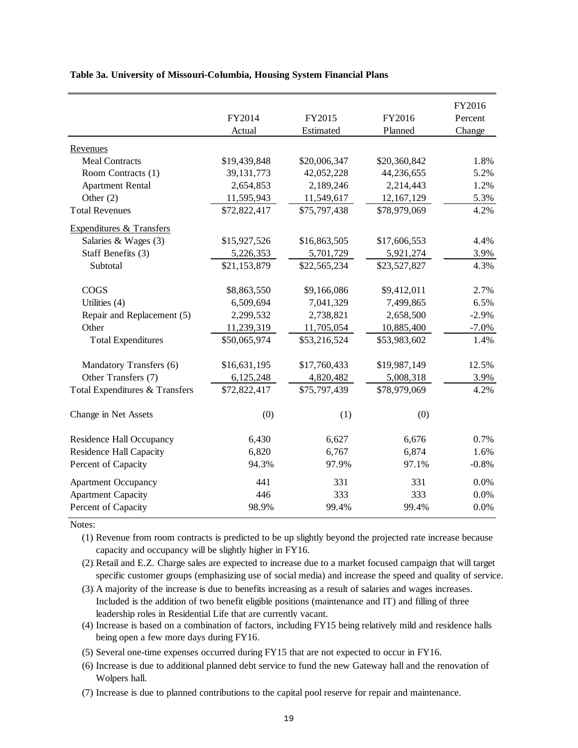**Table 3a. University of Missouri-Columbia, Housing System Financial Plans**

| | FY2014 Actual | FY2015 Estimated | FY2016 Planned | FY2016 Percent Change |
|---|---|---|---|---|
| Revenues | | | | |
| Meal Contracts | $19,439,848 | $20,006,347 | $20,360,842 | 1.8% |
| Room Contracts (1) | 39,131,773 | 42,052,228 | 44,236,655 | 5.2% |
| Apartment Rental | 2,654,853 | 2,189,246 | 2,214,443 | 1.2% |
| Other (2) | 11,595,943 | 11,549,617 | 12,167,129 | 5.3% |
| Total Revenues | $72,822,417 | $75,797,438 | $78,979,069 | 4.2% |
| Expenditures & Transfers | | | | |
| Salaries & Wages (3) | $15,927,526 | $16,863,505 | $17,606,553 | 4.4% |
| Staff Benefits (3) | 5,226,353 | 5,701,729 | 5,921,274 | 3.9% |
| Subtotal | $21,153,879 | $22,565,234 | $23,527,827 | 4.3% |
| COGS | $8,863,550 | $9,166,086 | $9,412,011 | 2.7% |
| Utilities (4) | 6,509,694 | 7,041,329 | 7,499,865 | 6.5% |
| Repair and Replacement (5) | 2,299,532 | 2,738,821 | 2,658,500 | -2.9% |
| Other | 11,239,319 | 11,705,054 | 10,885,400 | -7.0% |
| Total Expenditures | $50,065,974 | $53,216,524 | $53,983,602 | 1.4% |
| Mandatory Transfers (6) | $16,631,195 | $17,760,433 | $19,987,149 | 12.5% |
| Other Transfers (7) | 6,125,248 | 4,820,482 | 5,008,318 | 3.9% |
| Total Expenditures & Transfers | $72,822,417 | $75,797,439 | $78,979,069 | 4.2% |
| Change in Net Assets | (0) | (1) | (0) | |
| Residence Hall Occupancy | 6,430 | 6,627 | 6,676 | 0.7% |
| Residence Hall Capacity | 6,820 | 6,767 | 6,874 | 1.6% |
| Percent of Capacity | 94.3% | 97.9% | 97.1% | -0.8% |
| Apartment Occupancy | 441 | 331 | 331 | 0.0% |
| Apartment Capacity | 446 | 333 | 333 | 0.0% |
| Percent of Capacity | 98.9% | 99.4% | 99.4% | 0.0% |

Notes:

(1) Revenue from room contracts is predicted to be up slightly beyond the projected rate increase because capacity and occupancy will be slightly higher in FY16.

(2) Retail and E.Z. Charge sales are expected to increase due to a market focused campaign that will target specific customer groups (emphasizing use of social media) and increase the speed and quality of service.

(3) A majority of the increase is due to benefits increasing as a result of salaries and wages increases. Included is the addition of two benefit eligible positions (maintenance and IT) and filling of three leadership roles in Residential Life that are currently vacant.

(4) Increase is based on a combination of factors, including FY15 being relatively mild and residence halls being open a few more days during FY16.

(5) Several one-time expenses occurred during FY15 that are not expected to occur in FY16.

(6) Increase is due to additional planned debt service to fund the new Gateway hall and the renovation of Wolpers hall.

(7) Increase is due to planned contributions to the capital pool reserve for repair and maintenance.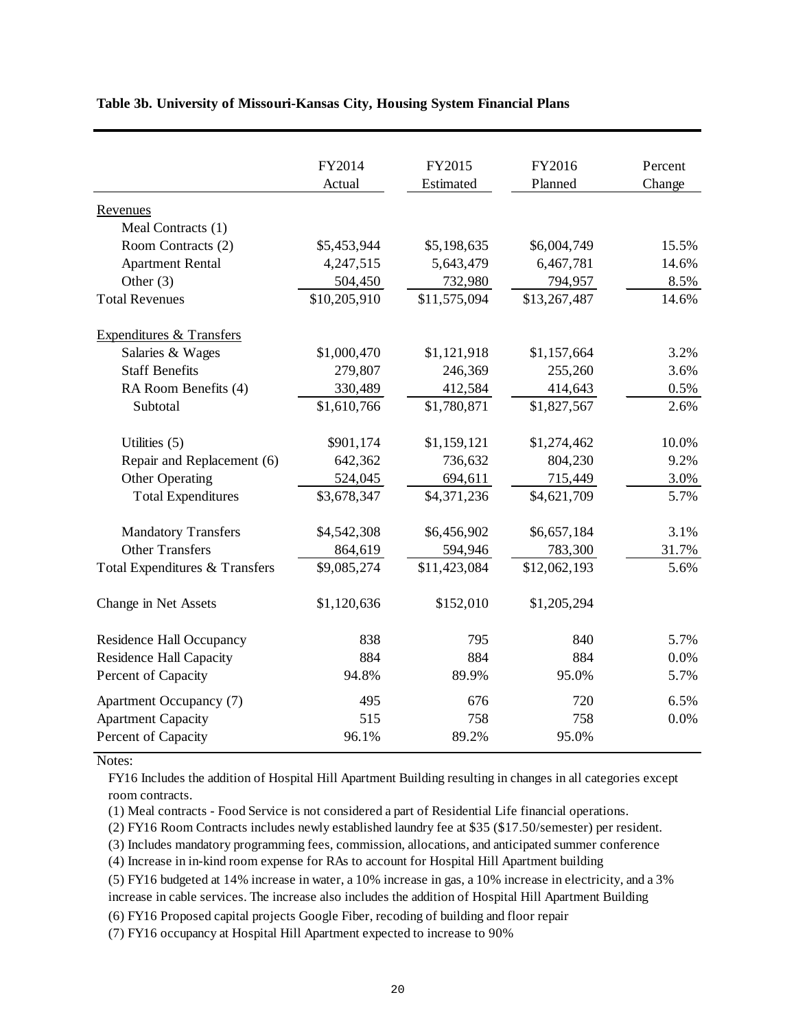**Table 3b. University of Missouri-Kansas City, Housing System Financial Plans**

| | FY2014 Actual | FY2015 Estimated | FY2016 Planned | Percent Change |
|---|---|---|---|---|
| Revenues | | | | |
| Meal Contracts (1) | | | | |
| Room Contracts (2) | $5,453,944 | $5,198,635 | $6,004,749 | 15.5% |
| Apartment Rental | 4,247,515 | 5,643,479 | 6,467,781 | 14.6% |
| Other (3) | 504,450 | 732,980 | 794,957 | 8.5% |
| Total Revenues | $10,205,910 | $11,575,094 | $13,267,487 | 14.6% |
| Expenditures & Transfers | | | | |
| Salaries & Wages | $1,000,470 | $1,121,918 | $1,157,664 | 3.2% |
| Staff Benefits | 279,807 | 246,369 | 255,260 | 3.6% |
| RA Room Benefits (4) | 330,489 | 412,584 | 414,643 | 0.5% |
| Subtotal | $1,610,766 | $1,780,871 | $1,827,567 | 2.6% |
| Utilities (5) | $901,174 | $1,159,121 | $1,274,462 | 10.0% |
| Repair and Replacement (6) | 642,362 | 736,632 | 804,230 | 9.2% |
| Other Operating | 524,045 | 694,611 | 715,449 | 3.0% |
| Total Expenditures | $3,678,347 | $4,371,236 | $4,621,709 | 5.7% |
| Mandatory Transfers | $4,542,308 | $6,456,902 | $6,657,184 | 3.1% |
| Other Transfers | 864,619 | 594,946 | 783,300 | 31.7% |
| Total Expenditures & Transfers | $9,085,274 | $11,423,084 | $12,062,193 | 5.6% |
| Change in Net Assets | $1,120,636 | $152,010 | $1,205,294 | |
| Residence Hall Occupancy | 838 | 795 | 840 | 5.7% |
| Residence Hall Capacity | 884 | 884 | 884 | 0.0% |
| Percent of Capacity | 94.8% | 89.9% | 95.0% | 5.7% |
| Apartment Occupancy (7) | 495 | 676 | 720 | 6.5% |
| Apartment Capacity | 515 | 758 | 758 | 0.0% |
| Percent of Capacity | 96.1% | 89.2% | 95.0% | |

Notes:

FY16 Includes the addition of Hospital Hill Apartment Building resulting in changes in all categories except room contracts.

(1) Meal contracts - Food Service is not considered a part of Residential Life financial operations.

(2) FY16 Room Contracts includes newly established laundry fee at $35 ($17.50/semester) per resident.

(3) Includes mandatory programming fees, commission, allocations, and anticipated summer conference

(4) Increase in in-kind room expense for RAs to account for Hospital Hill Apartment building

(5) FY16 budgeted at 14% increase in water, a 10% increase in gas, a 10% increase in electricity, and a 3% increase in cable services. The increase also includes the addition of Hospital Hill Apartment Building

(6) FY16 Proposed capital projects Google Fiber, recoding of building and floor repair

(7) FY16 occupancy at Hospital Hill Apartment expected to increase to 90%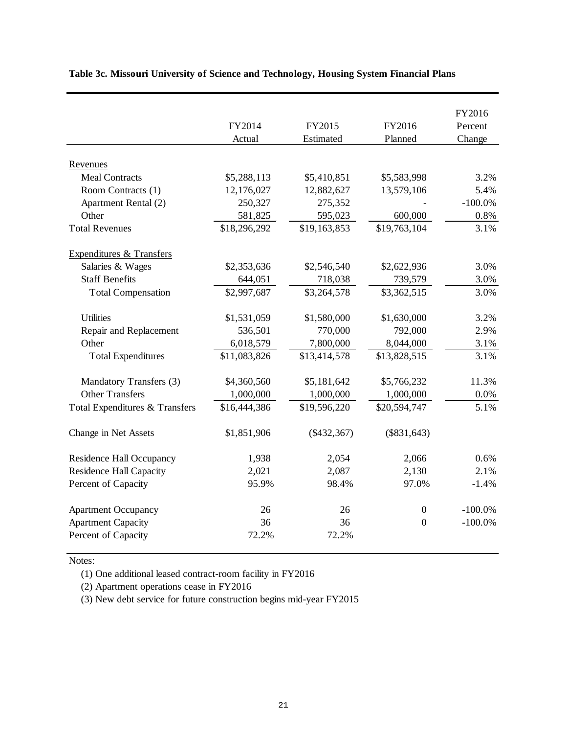**Table 3c. Missouri University of Science and Technology, Housing System Financial Plans**

| | FY2014 Actual | FY2015 Estimated | FY2016 Planned | FY2016 Percent Change |
|---|---|---|---|---|
| Revenues | | | | |
| Meal Contracts | $5,288,113 | $5,410,851 | $5,583,998 | 3.2% |
| Room Contracts (1) | 12,176,027 | 12,882,627 | 13,579,106 | 5.4% |
| Apartment Rental (2) | 250,327 | 275,352 | - | -100.0% |
| Other | 581,825 | 595,023 | 600,000 | 0.8% |
| Total Revenues | $18,296,292 | $19,163,853 | $19,763,104 | 3.1% |
| Expenditures & Transfers | | | | |
| Salaries & Wages | $2,353,636 | $2,546,540 | $2,622,936 | 3.0% |
| Staff Benefits | 644,051 | 718,038 | 739,579 | 3.0% |
| Total Compensation | $2,997,687 | $3,264,578 | $3,362,515 | 3.0% |
| Utilities | $1,531,059 | $1,580,000 | $1,630,000 | 3.2% |
| Repair and Replacement | 536,501 | 770,000 | 792,000 | 2.9% |
| Other | 6,018,579 | 7,800,000 | 8,044,000 | 3.1% |
| Total Expenditures | $11,083,826 | $13,414,578 | $13,828,515 | 3.1% |
| Mandatory Transfers (3) | $4,360,560 | $5,181,642 | $5,766,232 | 11.3% |
| Other Transfers | 1,000,000 | 1,000,000 | 1,000,000 | 0.0% |
| Total Expenditures & Transfers | $16,444,386 | $19,596,220 | $20,594,747 | 5.1% |
| Change in Net Assets | $1,851,906 | ($432,367) | ($831,643) | |
| Residence Hall Occupancy | 1,938 | 2,054 | 2,066 | 0.6% |
| Residence Hall Capacity | 2,021 | 2,087 | 2,130 | 2.1% |
| Percent of Capacity | 95.9% | 98.4% | 97.0% | -1.4% |
| Apartment Occupancy | 26 | 26 | 0 | -100.0% |
| Apartment Capacity | 36 | 36 | 0 | -100.0% |
| Percent of Capacity | 72.2% | 72.2% | | |

Notes:

(1) One additional leased contract-room facility in FY2016

(2) Apartment operations cease in FY2016

(3) New debt service for future construction begins mid-year FY2015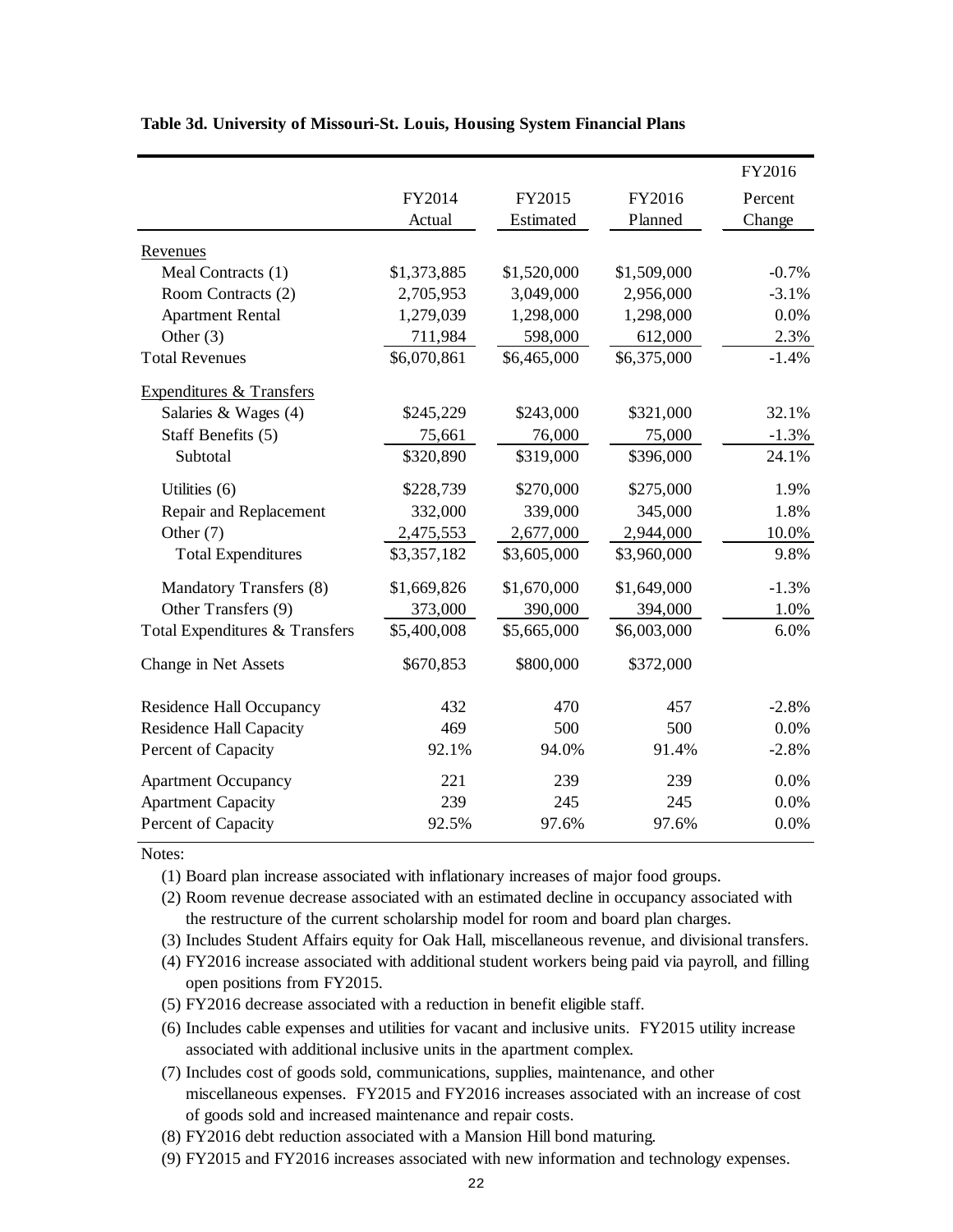**Table 3d. University of Missouri-St. Louis, Housing System Financial Plans**

| | FY2014 Actual | FY2015 Estimated | FY2016 Planned | FY2016 Percent Change |
|---|---|---|---|---|
| Revenues | | | | |
| Meal Contracts (1) | $1,373,885 | $1,520,000 | $1,509,000 | -0.7% |
| Room Contracts (2) | 2,705,953 | 3,049,000 | 2,956,000 | -3.1% |
| Apartment Rental | 1,279,039 | 1,298,000 | 1,298,000 | 0.0% |
| Other (3) | 711,984 | 598,000 | 612,000 | 2.3% |
| Total Revenues | $6,070,861 | $6,465,000 | $6,375,000 | -1.4% |
| Expenditures & Transfers | | | | |
| Salaries & Wages (4) | $245,229 | $243,000 | $321,000 | 32.1% |
| Staff Benefits (5) | 75,661 | 76,000 | 75,000 | -1.3% |
| Subtotal | $320,890 | $319,000 | $396,000 | 24.1% |
| Utilities (6) | $228,739 | $270,000 | $275,000 | 1.9% |
| Repair and Replacement | 332,000 | 339,000 | 345,000 | 1.8% |
| Other (7) | 2,475,553 | 2,677,000 | 2,944,000 | 10.0% |
| Total Expenditures | $3,357,182 | $3,605,000 | $3,960,000 | 9.8% |
| Mandatory Transfers (8) | $1,669,826 | $1,670,000 | $1,649,000 | -1.3% |
| Other Transfers (9) | 373,000 | 390,000 | 394,000 | 1.0% |
| Total Expenditures & Transfers | $5,400,008 | $5,665,000 | $6,003,000 | 6.0% |
| Change in Net Assets | $670,853 | $800,000 | $372,000 | |
| Residence Hall Occupancy | 432 | 470 | 457 | -2.8% |
| Residence Hall Capacity | 469 | 500 | 500 | 0.0% |
| Percent of Capacity | 92.1% | 94.0% | 91.4% | -2.8% |
| Apartment Occupancy | 221 | 239 | 239 | 0.0% |
| Apartment Capacity | 239 | 245 | 245 | 0.0% |
| Percent of Capacity | 92.5% | 97.6% | 97.6% | 0.0% |

Notes:

(1) Board plan increase associated with inflationary increases of major food groups.

(2) Room revenue decrease associated with an estimated decline in occupancy associated with the restructure of the current scholarship model for room and board plan charges.

(3) Includes Student Affairs equity for Oak Hall, miscellaneous revenue, and divisional transfers.

(4) FY2016 increase associated with additional student workers being paid via payroll, and filling open positions from FY2015.

(5) FY2016 decrease associated with a reduction in benefit eligible staff.

(6) Includes cable expenses and utilities for vacant and inclusive units. FY2015 utility increase associated with additional inclusive units in the apartment complex.

(7) Includes cost of goods sold, communications, supplies, maintenance, and other miscellaneous expenses. FY2015 and FY2016 increases associated with an increase of cost of goods sold and increased maintenance and repair costs.

(8) FY2016 debt reduction associated with a Mansion Hill bond maturing.

(9) FY2015 and FY2016 increases associated with new information and technology expenses.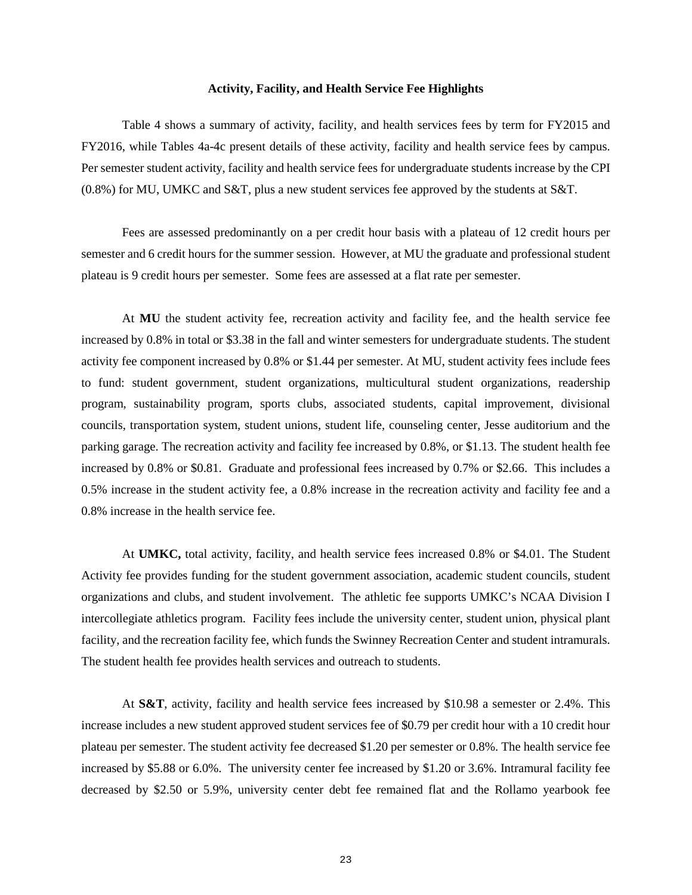### Activity, Facility, and Health Service Fee Highlights

Table 4 shows a summary of activity, facility, and health services fees by term for FY2015 and FY2016, while Tables 4a-4c present details of these activity, facility and health service fees by campus. Per semester student activity, facility and health service fees for undergraduate students increase by the CPI (0.8%) for MU, UMKC and S&T, plus a new student services fee approved by the students at S&T.

Fees are assessed predominantly on a per credit hour basis with a plateau of 12 credit hours per semester and 6 credit hours for the summer session. However, at MU the graduate and professional student plateau is 9 credit hours per semester. Some fees are assessed at a flat rate per semester.

At **MU** the student activity fee, recreation activity and facility fee, and the health service fee increased by 0.8% in total or $3.38 in the fall and winter semesters for undergraduate students. The student activity fee component increased by 0.8% or $1.44 per semester. At MU, student activity fees include fees to fund: student government, student organizations, multicultural student organizations, readership program, sustainability program, sports clubs, associated students, capital improvement, divisional councils, transportation system, student unions, student life, counseling center, Jesse auditorium and the parking garage. The recreation activity and facility fee increased by 0.8%, or $1.13. The student health fee increased by 0.8% or $0.81. Graduate and professional fees increased by 0.7% or $2.66. This includes a 0.5% increase in the student activity fee, a 0.8% increase in the recreation activity and facility fee and a 0.8% increase in the health service fee.

At **UMKC,** total activity, facility, and health service fees increased 0.8% or $4.01. The Student Activity fee provides funding for the student government association, academic student councils, student organizations and clubs, and student involvement. The athletic fee supports UMKC's NCAA Division I intercollegiate athletics program. Facility fees include the university center, student union, physical plant facility, and the recreation facility fee, which funds the Swinney Recreation Center and student intramurals. The student health fee provides health services and outreach to students.

At **S&T**, activity, facility and health service fees increased by $10.98 a semester or 2.4%. This increase includes a new student approved student services fee of $0.79 per credit hour with a 10 credit hour plateau per semester. The student activity fee decreased $1.20 per semester or 0.8%. The health service fee increased by $5.88 or 6.0%. The university center fee increased by $1.20 or 3.6%. Intramural facility fee decreased by $2.50 or 5.9%, university center debt fee remained flat and the Rollamo yearbook fee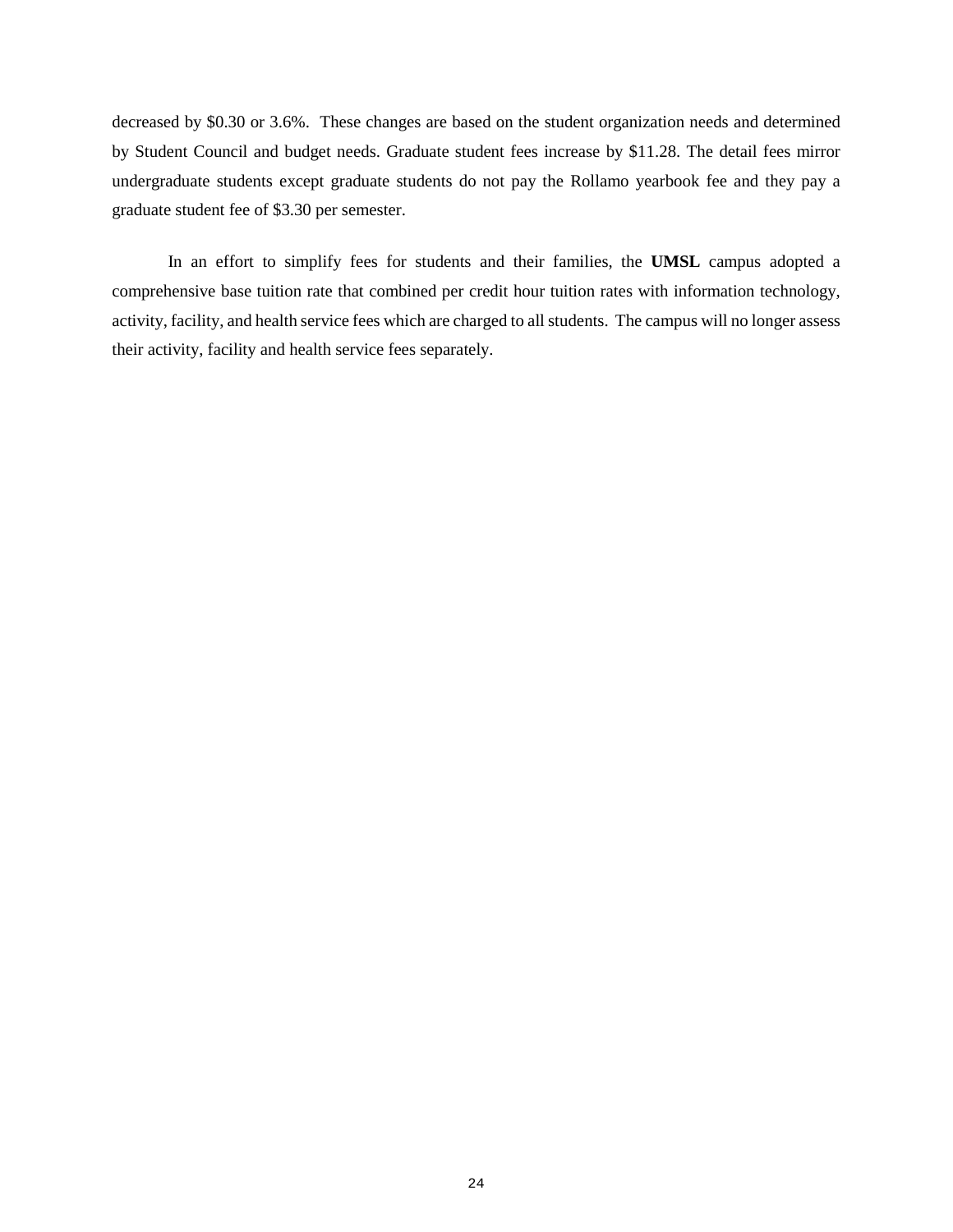decreased by $0.30 or 3.6%. These changes are based on the student organization needs and determined by Student Council and budget needs. Graduate student fees increase by $11.28. The detail fees mirror undergraduate students except graduate students do not pay the Rollamo yearbook fee and they pay a graduate student fee of $3.30 per semester.

In an effort to simplify fees for students and their families, the **UMSL** campus adopted a comprehensive base tuition rate that combined per credit hour tuition rates with information technology, activity, facility, and health service fees which are charged to all students. The campus will no longer assess their activity, facility and health service fees separately.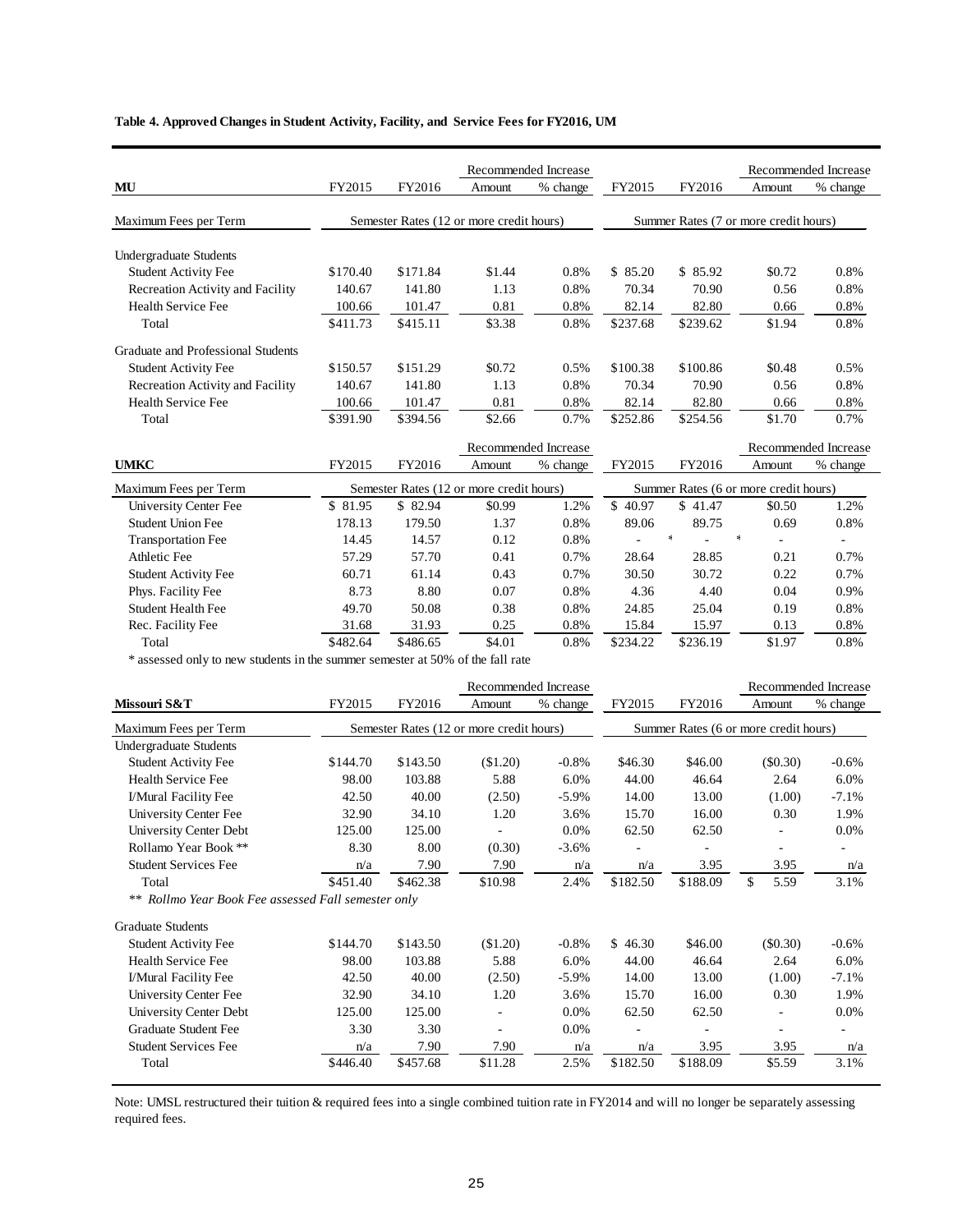**Table 4. Approved Changes in Student Activity, Facility, and Service Fees for FY2016, UM**

| MU | FY2015 | FY2016 | Recommended Increase Amount | Recommended Increase % change | FY2015 | FY2016 | Recommended Increase Amount | Recommended Increase % change |
|---|---|---|---|---|---|---|---|---|
| Maximum Fees per Term | Semester Rates (12 or more credit hours) | | | | Summer Rates (7 or more credit hours) | | | |
| Undergraduate Students | | | | | | | | |
| Student Activity Fee | $170.40 | $171.84 | $1.44 | 0.8% | $ 85.20 | $ 85.92 | $0.72 | 0.8% |
| Recreation Activity and Facility | 140.67 | 141.80 | 1.13 | 0.8% | 70.34 | 70.90 | 0.56 | 0.8% |
| Health Service Fee | 100.66 | 101.47 | 0.81 | 0.8% | 82.14 | 82.80 | 0.66 | 0.8% |
| Total | $411.73 | $415.11 | $3.38 | 0.8% | $237.68 | $239.62 | $1.94 | 0.8% |
| Graduate and Professional Students | | | | | | | | |
| Student Activity Fee | $150.57 | $151.29 | $0.72 | 0.5% | $100.38 | $100.86 | $0.48 | 0.5% |
| Recreation Activity and Facility | 140.67 | 141.80 | 1.13 | 0.8% | 70.34 | 70.90 | 0.56 | 0.8% |
| Health Service Fee | 100.66 | 101.47 | 0.81 | 0.8% | 82.14 | 82.80 | 0.66 | 0.8% |
| Total | $391.90 | $394.56 | $2.66 | 0.7% | $252.86 | $254.56 | $1.70 | 0.7% |

| UMKC | FY2015 | FY2016 | Recommended Increase Amount | Recommended Increase % change | FY2015 | FY2016 | Recommended Increase Amount | Recommended Increase % change |
|---|---|---|---|---|---|---|---|---|
| Maximum Fees per Term | Semester Rates (12 or more credit hours) | | | | Summer Rates (6 or more credit hours) | | | |
| University Center Fee | $ 81.95 | $ 82.94 | $0.99 | 1.2% | $ 40.97 | $ 41.47 | $0.50 | 1.2% |
| Student Union Fee | 178.13 | 179.50 | 1.37 | 0.8% | 89.06 | 89.75 | 0.69 | 0.8% |
| Transportation Fee | 14.45 | 14.57 | 0.12 | 0.8% | - * | - * | - | - |
| Athletic Fee | 57.29 | 57.70 | 0.41 | 0.7% | 28.64 | 28.85 | 0.21 | 0.7% |
| Student Activity Fee | 60.71 | 61.14 | 0.43 | 0.7% | 30.50 | 30.72 | 0.22 | 0.7% |
| Phys. Facility Fee | 8.73 | 8.80 | 0.07 | 0.8% | 4.36 | 4.40 | 0.04 | 0.9% |
| Student Health Fee | 49.70 | 50.08 | 0.38 | 0.8% | 24.85 | 25.04 | 0.19 | 0.8% |
| Rec. Facility Fee | 31.68 | 31.93 | 0.25 | 0.8% | 15.84 | 15.97 | 0.13 | 0.8% |
| Total | $482.64 | $486.65 | $4.01 | 0.8% | $234.22 | $236.19 | $1.97 | 0.8% |

\* assessed only to new students in the summer semester at 50% of the fall rate

| Missouri S&T | FY2015 | FY2016 | Recommended Increase Amount | Recommended Increase % change | FY2015 | FY2016 | Recommended Increase Amount | Recommended Increase % change |
|---|---|---|---|---|---|---|---|---|
| Maximum Fees per Term | Semester Rates (12 or more credit hours) | | | | Summer Rates (6 or more credit hours) | | | |
| Undergraduate Students | | | | | | | | |
| Student Activity Fee | $144.70 | $143.50 | ($1.20) | -0.8% | $46.30 | $46.00 | ($0.30) | -0.6% |
| Health Service Fee | 98.00 | 103.88 | 5.88 | 6.0% | 44.00 | 46.64 | 2.64 | 6.0% |
| I/Mural Facility Fee | 42.50 | 40.00 | (2.50) | -5.9% | 14.00 | 13.00 | (1.00) | -7.1% |
| University Center Fee | 32.90 | 34.10 | 1.20 | 3.6% | 15.70 | 16.00 | 0.30 | 1.9% |
| University Center Debt | 125.00 | 125.00 | - | 0.0% | 62.50 | 62.50 | - | 0.0% |
| Rollamo Year Book ** | 8.30 | 8.00 | (0.30) | -3.6% | - | - | - | - |
| Student Services Fee | n/a | 7.90 | 7.90 | n/a | n/a | 3.95 | 3.95 | n/a |
| Total | $451.40 | $462.38 | $10.98 | 2.4% | $182.50 | $188.09 | $ 5.59 | 3.1% |
| *\*\* Rollmo Year Book Fee assessed Fall semester only* | | | | | | | | |
| Graduate Students | | | | | | | | |
| Student Activity Fee | $144.70 | $143.50 | ($1.20) | -0.8% | $ 46.30 | $46.00 | ($0.30) | -0.6% |
| Health Service Fee | 98.00 | 103.88 | 5.88 | 6.0% | 44.00 | 46.64 | 2.64 | 6.0% |
| I/Mural Facility Fee | 42.50 | 40.00 | (2.50) | -5.9% | 14.00 | 13.00 | (1.00) | -7.1% |
| University Center Fee | 32.90 | 34.10 | 1.20 | 3.6% | 15.70 | 16.00 | 0.30 | 1.9% |
| University Center Debt | 125.00 | 125.00 | - | 0.0% | 62.50 | 62.50 | - | 0.0% |
| Graduate Student Fee | 3.30 | 3.30 | - | 0.0% | - | - | - | - |
| Student Services Fee | n/a | 7.90 | 7.90 | n/a | n/a | 3.95 | 3.95 | n/a |
| Total | $446.40 | $457.68 | $11.28 | 2.5% | $182.50 | $188.09 | $5.59 | 3.1% |

Note: UMSL restructured their tuition & required fees into a single combined tuition rate in FY2014 and will no longer be separately assessing required fees.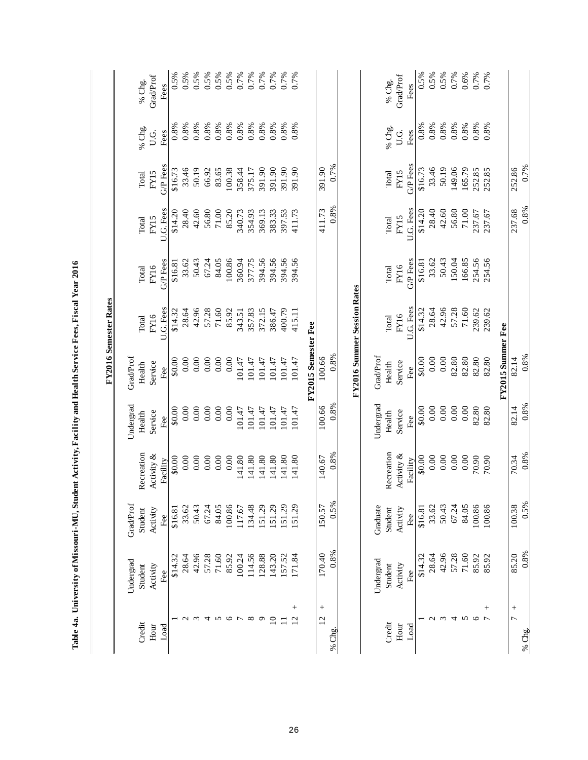# Table 4a. University of Missouri-MU, Student Activity, Facility and Health Service Fees, Fiscal Year 2016

## FY2016 Semester Rates

| Credit Hour Load | Undergrad Student Activity Fee | Grad/Prof Student Activity Fee | Recreation Activity & Facility | Undergrad Health Service Fee | Grad/Prof Health Service Fee | Total FY16 U.G. Fees | Total FY16 G/P Fees | Total FY15 U.G. Fees | Total FY15 G/P Fees | % Chg. U.G. Fees | % Chg. Grad/Prof Fees |
|---|---|---|---|---|---|---|---|---|---|---|---|
| 1 | $14.32 | $16.81 | $0.00 | $0.00 | $0.00 | $14.32 | $16.81 | $14.20 | $16.73 | 0.8% | 0.5% |
| 2 | 28.64 | 33.62 | 0.00 | 0.00 | 0.00 | 28.64 | 33.62 | 28.40 | 33.46 | 0.8% | 0.5% |
| 3 | 42.96 | 50.43 | 0.00 | 0.00 | 0.00 | 42.96 | 50.43 | 42.60 | 50.19 | 0.8% | 0.5% |
| 4 | 57.28 | 67.24 | 0.00 | 0.00 | 0.00 | 57.28 | 67.24 | 56.80 | 66.92 | 0.8% | 0.5% |
| 5 | 71.60 | 84.05 | 0.00 | 0.00 | 0.00 | 71.60 | 84.05 | 71.00 | 83.65 | 0.8% | 0.5% |
| 6 | 85.92 | 100.86 | 0.00 | 0.00 | 0.00 | 85.92 | 100.86 | 85.20 | 100.38 | 0.8% | 0.5% |
| 7 | 100.24 | 117.67 | 141.80 | 101.47 | 101.47 | 343.51 | 360.94 | 340.73 | 358.44 | 0.8% | 0.7% |
| 8 | 114.56 | 134.48 | 141.80 | 101.47 | 101.47 | 357.83 | 377.75 | 354.93 | 375.17 | 0.8% | 0.7% |
| 9 | 128.88 | 151.29 | 141.80 | 101.47 | 101.47 | 372.15 | 394.56 | 369.13 | 391.90 | 0.8% | 0.7% |
| 10 | 143.20 | 151.29 | 141.80 | 101.47 | 101.47 | 386.47 | 394.56 | 383.33 | 391.90 | 0.8% | 0.7% |
| 11 | 157.52 | 151.29 | 141.80 | 101.47 | 101.47 | 400.79 | 394.56 | 397.53 | 391.90 | 0.8% | 0.7% |
| 12 + | 171.84 | 151.29 | 141.80 | 101.47 | 101.47 | 415.11 | 394.56 | 411.73 | 391.90 | 0.8% | 0.7% |
| **FY2015 Semester Fee** | | | | | | | | | | | |
| 12 + | 170.40 | 150.57 | 140.67 | 100.66 | 100.66 | | | 411.73 | 391.90 | | |
| % Chg. | 0.8% | 0.5% | 0.8% | 0.8% | 0.8% | | | 0.8% | 0.7% | | |

## FY2016 Summer Session Rates

| Credit Hour Load | Undergrad Student Activity Fee | Graduate Student Activity Fee | Recreation Activity & Facility | Undergrad Health Service Fee | Grad/Prof Health Service Fee | Total FY16 U.G. Fees | Total FY16 G/P Fees | Total FY15 U.G. Fees | Total FY15 G/P Fees | % Chg. U.G. Fees | % Chg. Grad/Prof Fees |
|---|---|---|---|---|---|---|---|---|---|---|---|
| 1 | $14.32 | $16.81 | $0.00 | $0.00 | $0.00 | $14.32 | $16.81 | $14.20 | $16.73 | 0.8% | 0.5% |
| 2 | 28.64 | 33.62 | 0.00 | 0.00 | 0.00 | 28.64 | 33.62 | 28.40 | 33.46 | 0.8% | 0.5% |
| 3 | 42.96 | 50.43 | 0.00 | 0.00 | 0.00 | 42.96 | 50.43 | 42.60 | 50.19 | 0.8% | 0.5% |
| 4 | 57.28 | 67.24 | 0.00 | 0.00 | 82.80 | 57.28 | 150.04 | 56.80 | 149.06 | 0.8% | 0.7% |
| 5 | 71.60 | 84.05 | 0.00 | 0.00 | 82.80 | 71.60 | 166.85 | 71.00 | 165.79 | 0.8% | 0.6% |
| 6 | 85.92 | 100.86 | 70.90 | 82.80 | 82.80 | 239.62 | 254.56 | 237.67 | 252.85 | 0.8% | 0.7% |
| 7 + | 85.92 | 100.86 | 70.90 | 82.80 | 82.80 | 239.62 | 254.56 | 237.67 | 252.85 | 0.8% | 0.7% |
| **FY2015 Summer Fee** | | | | | | | | | | | |
| 7 + | 85.20 | 100.38 | 70.34 | 82.14 | 82.14 | | | 237.68 | 252.86 | | |
| % Chg. | 0.8% | 0.5% | 0.8% | 0.8% | 0.8% | | | 0.8% | 0.7% | | |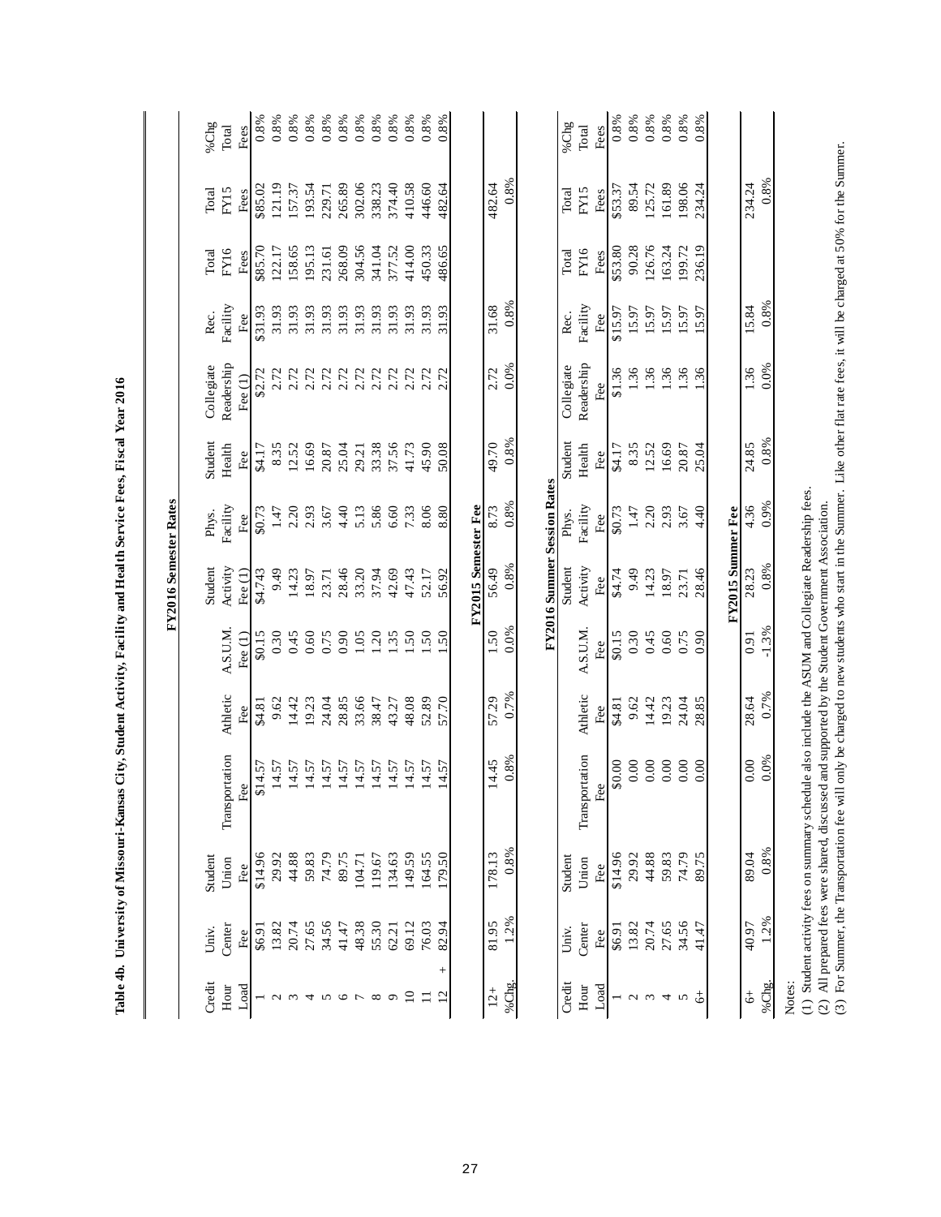**Table 4b. University of Missouri-Kansas City, Student Activity, Facility and Health Service Fees, Fiscal Year 2016**

**FY2016 Semester Rates**

| Credit Hour Load | Univ. Center Fee | Student Union Fee | Transportation Fee | Athletic Fee | A.S.U.M. Fee (1) | Student Activity Fee (1) | Phys. Facility Fee | Student Health Fee | Collegiate Readership Fee (1) | Rec. Facility Fee | Total FY16 Fees | Total FY15 Fees | %Chg Total Fees |
|---|---|---|---|---|---|---|---|---|---|---|---|---|---|
| 1 | $6.91 | $14.96 | $14.57 | $4.81 | $0.15 | $4.743 | $0.73 | $4.17 | $2.72 | $31.93 | $85.70 | $85.02 | 0.8% |
| 2 | 13.82 | 29.92 | 14.57 | 9.62 | 0.30 | 9.49 | 1.47 | 8.35 | 2.72 | 31.93 | 122.17 | 121.19 | 0.8% |
| 3 | 20.74 | 44.88 | 14.57 | 14.42 | 0.45 | 14.23 | 2.20 | 12.52 | 2.72 | 31.93 | 158.65 | 157.37 | 0.8% |
| 4 | 27.65 | 59.83 | 14.57 | 19.23 | 0.60 | 18.97 | 2.93 | 16.69 | 2.72 | 31.93 | 195.13 | 193.54 | 0.8% |
| 5 | 34.56 | 74.79 | 14.57 | 24.04 | 0.75 | 23.71 | 3.67 | 20.87 | 2.72 | 31.93 | 231.61 | 229.71 | 0.8% |
| 6 | 41.47 | 89.75 | 14.57 | 28.85 | 0.90 | 28.46 | 4.40 | 25.04 | 2.72 | 31.93 | 268.09 | 265.89 | 0.8% |
| 7 | 48.38 | 104.71 | 14.57 | 33.66 | 1.05 | 33.20 | 5.13 | 29.21 | 2.72 | 31.93 | 304.56 | 302.06 | 0.8% |
| 8 | 55.30 | 119.67 | 14.57 | 38.47 | 1.20 | 37.94 | 5.86 | 33.38 | 2.72 | 31.93 | 341.04 | 338.23 | 0.8% |
| 9 | 62.21 | 134.63 | 14.57 | 43.27 | 1.35 | 42.69 | 6.60 | 37.56 | 2.72 | 31.93 | 377.52 | 374.40 | 0.8% |
| 10 | 69.12 | 149.59 | 14.57 | 48.08 | 1.50 | 47.43 | 7.33 | 41.73 | 2.72 | 31.93 | 414.00 | 410.58 | 0.8% |
| 11 | 76.03 | 164.55 | 14.57 | 52.89 | 1.50 | 52.17 | 8.06 | 45.90 | 2.72 | 31.93 | 450.33 | 446.60 | 0.8% |
| 12 + | 82.94 | 179.50 | 14.57 | 57.70 | 1.50 | 56.92 | 8.80 | 50.08 | 2.72 | 31.93 | 486.65 | 482.64 | 0.8% |

**FY2015 Semester Fee**

| | Univ. Center Fee | Student Union Fee | Transportation Fee | Athletic Fee | A.S.U.M. Fee | Student Activity Fee | Phys. Facility Fee | Student Health Fee | Collegiate Readership Fee | Rec. Facility Fee | Total FY15 Fees |
|---|---|---|---|---|---|---|---|---|---|---|---|
| 12+ | 81.95 | 178.13 | 14.45 | 57.29 | 1.50 | 56.49 | 8.73 | 49.70 | 2.72 | 31.68 | 482.64 |
| %Chg. | 1.2% | 0.8% | 0.8% | 0.7% | 0.0% | 0.8% | 0.8% | 0.8% | 0.0% | 0.8% | 0.8% |

**FY2016 Summer Session Rates**

| Credit Hour Load | Univ. Center Fee | Student Union Fee | Transportation Fee | Athletic Fee | A.S.U.M. Fee | Student Activity Fee | Phys. Facility Fee | Student Health Fee | Collegiate Readership Fee | Rec. Facility Fee | Total FY16 Fees | Total FY15 Fees | %Chg Total Fees |
|---|---|---|---|---|---|---|---|---|---|---|---|---|---|
| 1 | $6.91 | $14.96 | $0.00 | $4.81 | $0.15 | $4.74 | $0.73 | $4.17 | $1.36 | $15.97 | $53.80 | $53.37 | 0.8% |
| 2 | 13.82 | 29.92 | 0.00 | 9.62 | 0.30 | 9.49 | 1.47 | 8.35 | 1.36 | 15.97 | 90.28 | 89.54 | 0.8% |
| 3 | 20.74 | 44.88 | 0.00 | 14.42 | 0.45 | 14.23 | 2.20 | 12.52 | 1.36 | 15.97 | 126.76 | 125.72 | 0.8% |
| 4 | 27.65 | 59.83 | 0.00 | 19.23 | 0.60 | 18.97 | 2.93 | 16.69 | 1.36 | 15.97 | 163.24 | 161.89 | 0.8% |
| 5 | 34.56 | 74.79 | 0.00 | 24.04 | 0.75 | 23.71 | 3.67 | 20.87 | 1.36 | 15.97 | 199.72 | 198.06 | 0.8% |
| 6+ | 41.47 | 89.75 | 0.00 | 28.85 | 0.90 | 28.46 | 4.40 | 25.04 | 1.36 | 15.97 | 236.19 | 234.24 | 0.8% |

**FY2015 Summer Fee**

| | Univ. Center Fee | Student Union Fee | Transportation Fee | Athletic Fee | A.S.U.M. Fee | Student Activity Fee | Phys. Facility Fee | Student Health Fee | Collegiate Readership Fee | Rec. Facility Fee | Total FY15 Fees |
|---|---|---|---|---|---|---|---|---|---|---|---|
| 6+ | 40.97 | 89.04 | 0.00 | 28.64 | 0.91 | 28.23 | 4.36 | 24.85 | 1.36 | 15.84 | 234.24 |
| %Chg. | 1.2% | 0.8% | 0.0% | 0.7% | -1.3% | 0.8% | 0.9% | 0.8% | 0.0% | 0.8% | 0.8% |

Notes:

(1) Student activity fees on summary schedule also include the ASUM and Collegiate Readership fees.

(2) All prepared fees were shared, discussed and supported by the Student Government Association.

(3) For Summer, the Transportation fee will only be charged to new students who start in the Summer. Like other flat rate fees, it will be charged at 50% for the Summer.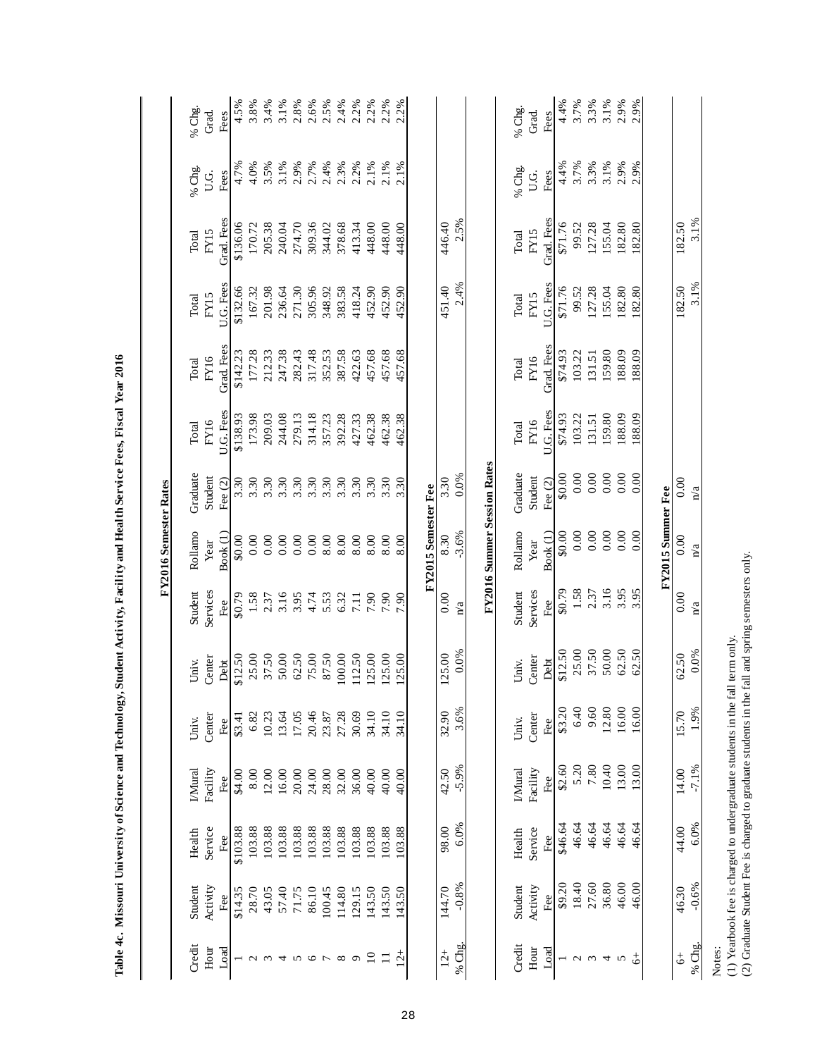**Table 4c. Missouri University of Science and Technology, Student Activity, Facility and Health Service Fees, Fiscal Year 2016**

**FY2016 Semester Rates**

| Credit Hour Load | Student Activity Fee | Health Service Fee | I/Mural Facility Fee | Univ. Center Fee | Univ. Center Debt | Student Services Fee | Rollamo Year Book (1) | Graduate Student Fee (2) | Total FY16 U.G. Fees | Total FY16 Grad. Fees | Total FY15 U.G. Fees | Total FY15 Grad. Fees | % Chg. U.G. Fees | % Chg. Grad. Fees |
|---|---|---|---|---|---|---|---|---|---|---|---|---|---|---|
| 1 | $14.35 | $103.88 | $4.00 | $3.41 | $12.50 | $0.79 | $0.00 | 3.30 | $138.93 | $142.23 | $132.66 | $136.06 | 4.7% | 4.5% |
| 2 | 28.70 | 103.88 | 8.00 | 6.82 | 25.00 | 1.58 | 0.00 | 3.30 | 173.98 | 177.28 | 167.32 | 170.72 | 4.0% | 3.8% |
| 3 | 43.05 | 103.88 | 12.00 | 10.23 | 37.50 | 2.37 | 0.00 | 3.30 | 209.03 | 212.33 | 201.98 | 205.38 | 3.5% | 3.4% |
| 4 | 57.40 | 103.88 | 16.00 | 13.64 | 50.00 | 3.16 | 0.00 | 3.30 | 244.08 | 247.38 | 236.64 | 240.04 | 3.1% | 3.1% |
| 5 | 71.75 | 103.88 | 20.00 | 17.05 | 62.50 | 3.95 | 0.00 | 3.30 | 279.13 | 282.43 | 271.30 | 274.70 | 2.9% | 2.8% |
| 6 | 86.10 | 103.88 | 24.00 | 20.46 | 75.00 | 4.74 | 0.00 | 3.30 | 314.18 | 317.48 | 305.96 | 309.36 | 2.7% | 2.6% |
| 7 | 100.45 | 103.88 | 28.00 | 23.87 | 87.50 | 5.53 | 8.00 | 3.30 | 357.23 | 352.53 | 348.92 | 344.02 | 2.4% | 2.5% |
| 8 | 114.80 | 103.88 | 32.00 | 27.28 | 100.00 | 6.32 | 8.00 | 3.30 | 392.28 | 387.58 | 383.58 | 378.68 | 2.3% | 2.4% |
| 9 | 129.15 | 103.88 | 36.00 | 30.69 | 112.50 | 7.11 | 8.00 | 3.30 | 427.33 | 422.63 | 418.24 | 413.34 | 2.2% | 2.2% |
| 10 | 143.50 | 103.88 | 40.00 | 34.10 | 125.00 | 7.90 | 8.00 | 3.30 | 462.38 | 457.68 | 452.90 | 448.00 | 2.1% | 2.2% |
| 11 | 143.50 | 103.88 | 40.00 | 34.10 | 125.00 | 7.90 | 8.00 | 3.30 | 462.38 | 457.68 | 452.90 | 448.00 | 2.1% | 2.2% |
| 12+ | 143.50 | 103.88 | 40.00 | 34.10 | 125.00 | 7.90 | 8.00 | 3.30 | 462.38 | 457.68 | 452.90 | 448.00 | 2.1% | 2.2% |
| **FY2015 Semester Fee** | | | | | | | | | | | | | | |
| 12+ | 144.70 | 98.00 | 42.50 | 32.90 | 125.00 | 0.00 | 8.30 | 3.30 | | | 451.40 | 446.40 | | |
| % Chg. | -0.8% | 6.0% | -5.9% | 3.6% | 0.0% | n/a | -3.6% | 0.0% | | | 2.4% | 2.5% | | |

**FY2016 Summer Session Rates**

| Credit Hour Load | Student Activity Fee | Health Service Fee | I/Mural Facility Fee | Univ. Center Fee | Univ. Center Debt | Student Services Fee | Rollamo Year Book (1) | Graduate Student Fee (2) | Total FY16 U.G. Fees | Total FY16 Grad. Fees | Total FY15 U.G. Fees | Total FY15 Grad. Fees | % Chg. U.G. Fees | % Chg. Grad. Fees |
|---|---|---|---|---|---|---|---|---|---|---|---|---|---|---|
| 1 | $9.20 | $46.64 | $2.60 | $3.20 | $12.50 | $0.79 | $0.00 | $0.00 | $74.93 | $74.93 | $71.76 | $71.76 | 4.4% | 4.4% |
| 2 | 18.40 | 46.64 | 5.20 | 6.40 | 25.00 | 1.58 | 0.00 | 0.00 | 103.22 | 103.22 | 99.52 | 99.52 | 3.7% | 3.7% |
| 3 | 27.60 | 46.64 | 7.80 | 9.60 | 37.50 | 2.37 | 0.00 | 0.00 | 131.51 | 131.51 | 127.28 | 127.28 | 3.3% | 3.3% |
| 4 | 36.80 | 46.64 | 10.40 | 12.80 | 50.00 | 3.16 | 0.00 | 0.00 | 159.80 | 159.80 | 155.04 | 155.04 | 3.1% | 3.1% |
| 5 | 46.00 | 46.64 | 13.00 | 16.00 | 62.50 | 3.95 | 0.00 | 0.00 | 188.09 | 188.09 | 182.80 | 182.80 | 2.9% | 2.9% |
| 6+ | 46.00 | 46.64 | 13.00 | 16.00 | 62.50 | 3.95 | 0.00 | 0.00 | 188.09 | 188.09 | 182.80 | 182.80 | 2.9% | 2.9% |
| **FY2015 Summer Fee** | | | | | | | | | | | | | | |
| 6+ | 46.30 | 44.00 | 14.00 | 15.70 | 62.50 | 0.00 | 0.00 | 0.00 | | | 182.50 | 182.50 | | |
| % Chg. | -0.6% | 6.0% | -7.1% | 1.9% | 0.0% | n/a | n/a | n/a | | | 3.1% | 3.1% | | |

Notes:
(1) Yearbook fee is charged to undergraduate students in the fall term only.
(2) Graduate Student Fee is charged to graduate students in the fall and spring semesters only.